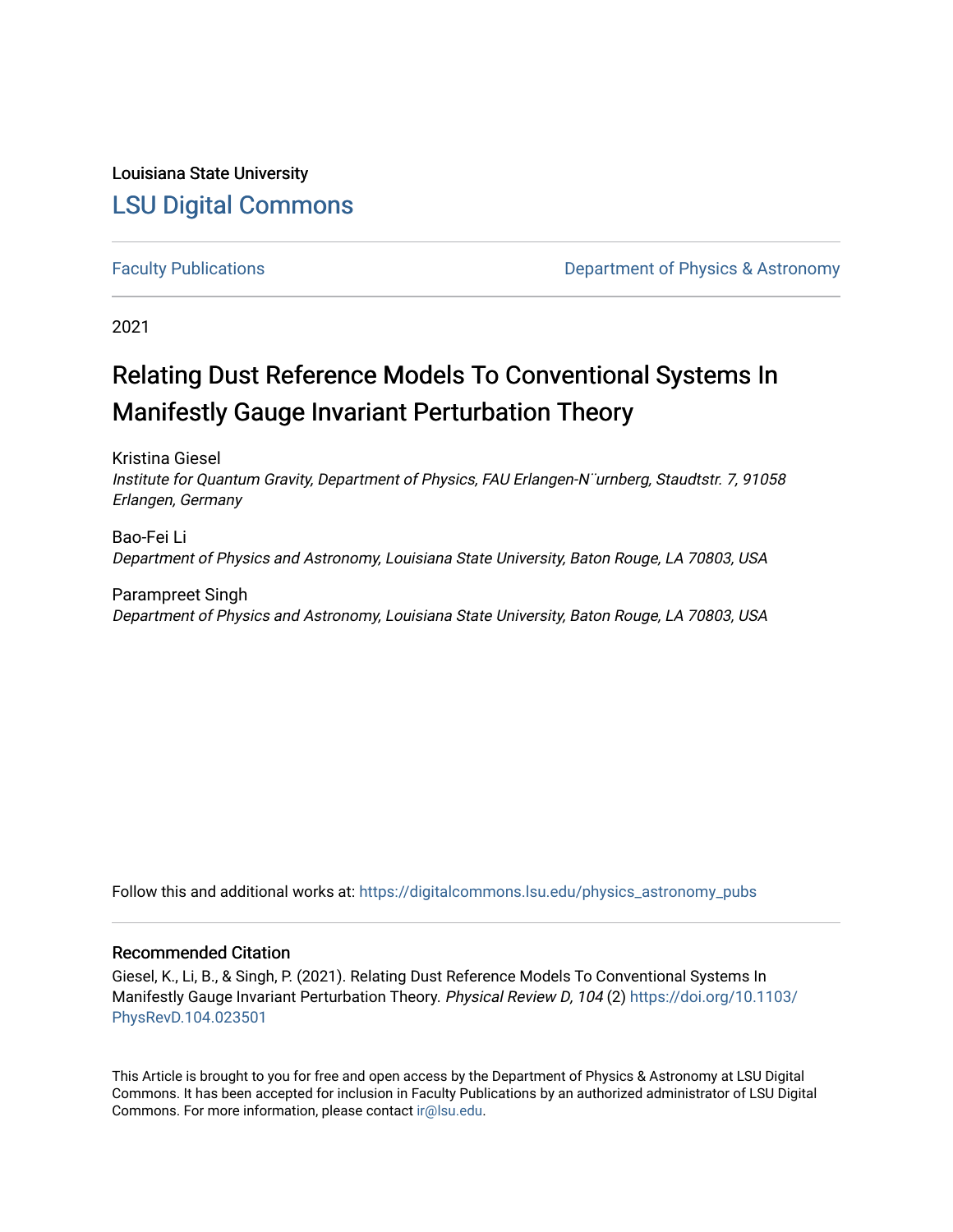Louisiana State University

# LSU Digital Commons

Faculty Publications

Department of Physics & Astronomy

2021

## Relating Dust Reference Models To Conventional Systems In Manifestly Gauge Invariant Perturbation Theory

Kristina Giesel
*Institute for Quantum Gravity, Department of Physics, FAU Erlangen-N¨urnberg, Staudtstr. 7, 91058 Erlangen, Germany*

Bao-Fei Li
*Department of Physics and Astronomy, Louisiana State University, Baton Rouge, LA 70803, USA*

Parampreet Singh
*Department of Physics and Astronomy, Louisiana State University, Baton Rouge, LA 70803, USA*

Follow this and additional works at: https://digitalcommons.lsu.edu/physics_astronomy_pubs

### Recommended Citation

Giesel, K., Li, B., & Singh, P. (2021). Relating Dust Reference Models To Conventional Systems In Manifestly Gauge Invariant Perturbation Theory. *Physical Review D, 104* (2) https://doi.org/10.1103/PhysRevD.104.023501

This Article is brought to you for free and open access by the Department of Physics & Astronomy at LSU Digital Commons. It has been accepted for inclusion in Faculty Publications by an authorized administrator of LSU Digital Commons. For more information, please contact ir@lsu.edu.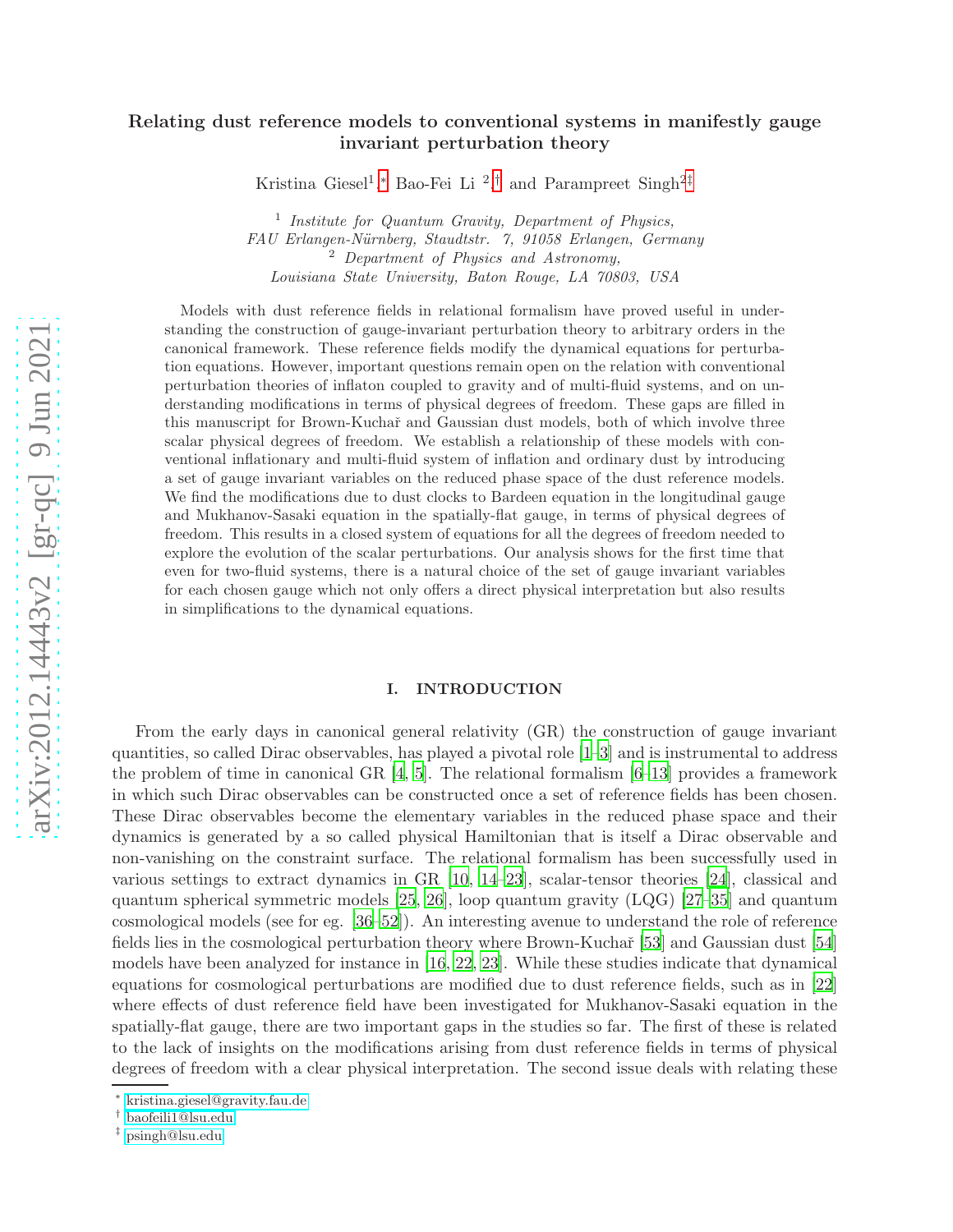# Relating dust reference models to conventional systems in manifestly gauge invariant perturbation theory

Kristina Giesel[1,*] Bao-Fei Li [2,†] and Parampreet Singh[2‡]

[1] *Institute for Quantum Gravity, Department of Physics, FAU Erlangen-Nürnberg, Staudtstr. 7, 91058 Erlangen, Germany*
[2] *Department of Physics and Astronomy, Louisiana State University, Baton Rouge, LA 70803, USA*

Models with dust reference fields in relational formalism have proved useful in understanding the construction of gauge-invariant perturbation theory to arbitrary orders in the canonical framework. These reference fields modify the dynamical equations for perturbation equations. However, important questions remain open on the relation with conventional perturbation theories of inflaton coupled to gravity and of multi-fluid systems, and on understanding modifications in terms of physical degrees of freedom. These gaps are filled in this manuscript for Brown-Kuchař and Gaussian dust models, both of which involve three scalar physical degrees of freedom. We establish a relationship of these models with conventional inflationary and multi-fluid system of inflation and ordinary dust by introducing a set of gauge invariant variables on the reduced phase space of the dust reference models. We find the modifications due to dust clocks to Bardeen equation in the longitudinal gauge and Mukhanov-Sasaki equation in the spatially-flat gauge, in terms of physical degrees of freedom. This results in a closed system of equations for all the degrees of freedom needed to explore the evolution of the scalar perturbations. Our analysis shows for the first time that even for two-fluid systems, there is a natural choice of the set of gauge invariant variables for each chosen gauge which not only offers a direct physical interpretation but also results in simplifications to the dynamical equations.

## I. INTRODUCTION

From the early days in canonical general relativity (GR) the construction of gauge invariant quantities, so called Dirac observables, has played a pivotal role [1–3] and is instrumental to address the problem of time in canonical GR [4, 5]. The relational formalism [6–13] provides a framework in which such Dirac observables can be constructed once a set of reference fields has been chosen. These Dirac observables become the elementary variables in the reduced phase space and their dynamics is generated by a so called physical Hamiltonian that is itself a Dirac observable and non-vanishing on the constraint surface. The relational formalism has been successfully used in various settings to extract dynamics in GR [10, 14–23], scalar-tensor theories [24], classical and quantum spherical symmetric models [25, 26], loop quantum gravity (LQG) [27–35] and quantum cosmological models (see for eg. [36–52]). An interesting avenue to understand the role of reference fields lies in the cosmological perturbation theory where Brown-Kuchař [53] and Gaussian dust [54] models have been analyzed for instance in [16, 22, 23]. While these studies indicate that dynamical equations for cosmological perturbations are modified due to dust reference fields, such as in [22] where effects of dust reference field have been investigated for Mukhanov-Sasaki equation in the spatially-flat gauge, there are two important gaps in the studies so far. The first of these is related to the lack of insights on the modifications arising from dust reference fields in terms of physical degrees of freedom with a clear physical interpretation. The second issue deals with relating these

* kristina.giesel@gravity.fau.de
† baofeili1@lsu.edu
‡ psingh@lsu.edu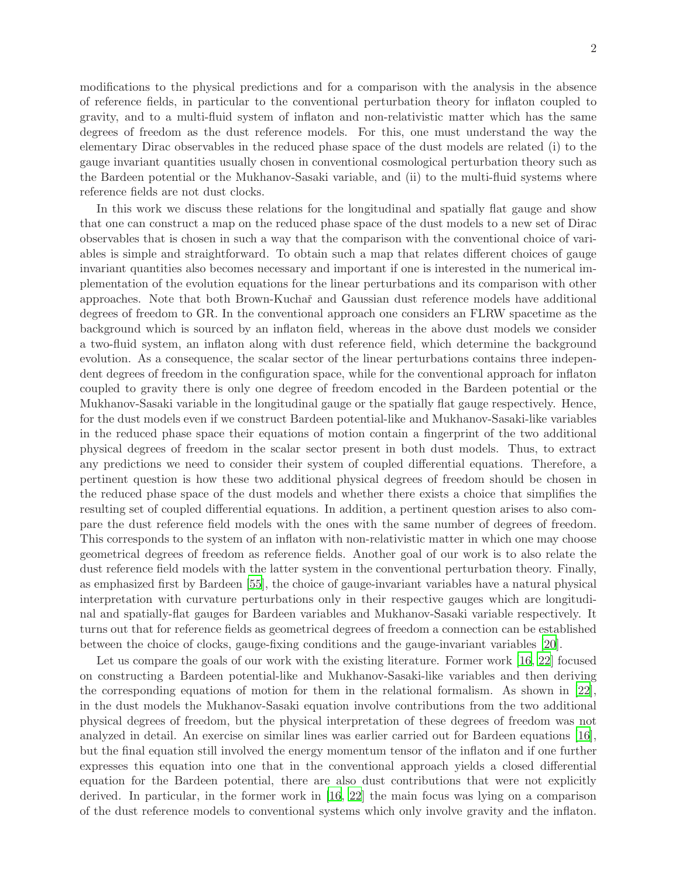modifications to the physical predictions and for a comparison with the analysis in the absence of reference fields, in particular to the conventional perturbation theory for inflaton coupled to gravity, and to a multi-fluid system of inflaton and non-relativistic matter which has the same degrees of freedom as the dust reference models. For this, one must understand the way the elementary Dirac observables in the reduced phase space of the dust models are related (i) to the gauge invariant quantities usually chosen in conventional cosmological perturbation theory such as the Bardeen potential or the Mukhanov-Sasaki variable, and (ii) to the multi-fluid systems where reference fields are not dust clocks.

In this work we discuss these relations for the longitudinal and spatially flat gauge and show that one can construct a map on the reduced phase space of the dust models to a new set of Dirac observables that is chosen in such a way that the comparison with the conventional choice of variables is simple and straightforward. To obtain such a map that relates different choices of gauge invariant quantities also becomes necessary and important if one is interested in the numerical implementation of the evolution equations for the linear perturbations and its comparison with other approaches. Note that both Brown-Kuchař and Gaussian dust reference models have additional degrees of freedom to GR. In the conventional approach one considers an FLRW spacetime as the background which is sourced by an inflaton field, whereas in the above dust models we consider a two-fluid system, an inflaton along with dust reference field, which determine the background evolution. As a consequence, the scalar sector of the linear perturbations contains three independent degrees of freedom in the configuration space, while for the conventional approach for inflaton coupled to gravity there is only one degree of freedom encoded in the Bardeen potential or the Mukhanov-Sasaki variable in the longitudinal gauge or the spatially flat gauge respectively. Hence, for the dust models even if we construct Bardeen potential-like and Mukhanov-Sasaki-like variables in the reduced phase space their equations of motion contain a fingerprint of the two additional physical degrees of freedom in the scalar sector present in both dust models. Thus, to extract any predictions we need to consider their system of coupled differential equations. Therefore, a pertinent question is how these two additional physical degrees of freedom should be chosen in the reduced phase space of the dust models and whether there exists a choice that simplifies the resulting set of coupled differential equations. In addition, a pertinent question arises to also compare the dust reference field models with the ones with the same number of degrees of freedom. This corresponds to the system of an inflaton with non-relativistic matter in which one may choose geometrical degrees of freedom as reference fields. Another goal of our work is to also relate the dust reference field models with the latter system in the conventional perturbation theory. Finally, as emphasized first by Bardeen [55], the choice of gauge-invariant variables have a natural physical interpretation with curvature perturbations only in their respective gauges which are longitudinal and spatially-flat gauges for Bardeen variables and Mukhanov-Sasaki variable respectively. It turns out that for reference fields as geometrical degrees of freedom a connection can be established between the choice of clocks, gauge-fixing conditions and the gauge-invariant variables [20].

Let us compare the goals of our work with the existing literature. Former work [16, 22] focused on constructing a Bardeen potential-like and Mukhanov-Sasaki-like variables and then deriving the corresponding equations of motion for them in the relational formalism. As shown in [22], in the dust models the Mukhanov-Sasaki equation involve contributions from the two additional physical degrees of freedom, but the physical interpretation of these degrees of freedom was not analyzed in detail. An exercise on similar lines was earlier carried out for Bardeen equations [16], but the final equation still involved the energy momentum tensor of the inflaton and if one further expresses this equation into one that in the conventional approach yields a closed differential equation for the Bardeen potential, there are also dust contributions that were not explicitly derived. In particular, in the former work in [16, 22] the main focus was lying on a comparison of the dust reference models to conventional systems which only involve gravity and the inflaton.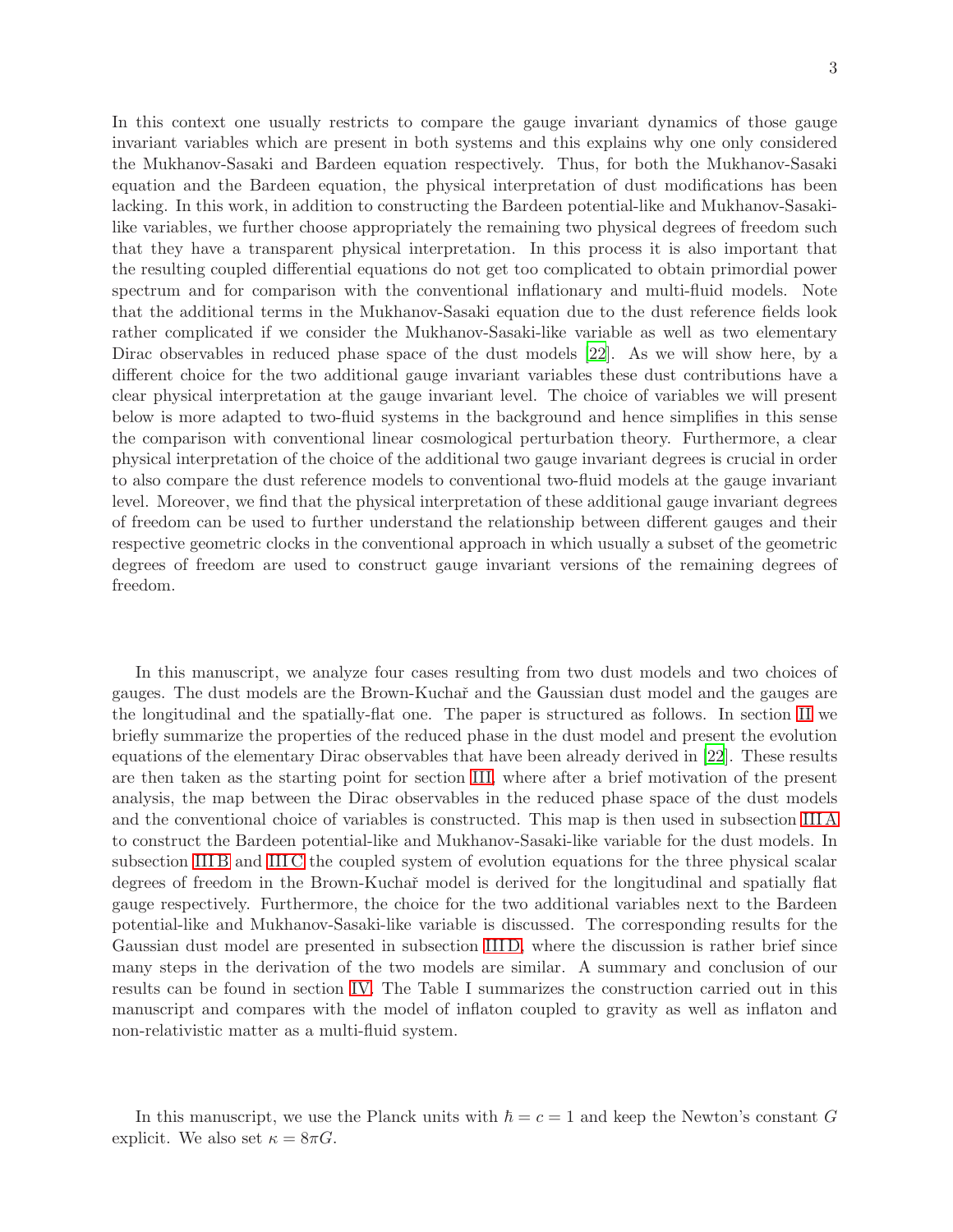In this context one usually restricts to compare the gauge invariant dynamics of those gauge invariant variables which are present in both systems and this explains why one only considered the Mukhanov-Sasaki and Bardeen equation respectively. Thus, for both the Mukhanov-Sasaki equation and the Bardeen equation, the physical interpretation of dust modifications has been lacking. In this work, in addition to constructing the Bardeen potential-like and Mukhanov-Sasaki-like variables, we further choose appropriately the remaining two physical degrees of freedom such that they have a transparent physical interpretation. In this process it is also important that the resulting coupled differential equations do not get too complicated to obtain primordial power spectrum and for comparison with the conventional inflationary and multi-fluid models. Note that the additional terms in the Mukhanov-Sasaki equation due to the dust reference fields look rather complicated if we consider the Mukhanov-Sasaki-like variable as well as two elementary Dirac observables in reduced phase space of the dust models [22]. As we will show here, by a different choice for the two additional gauge invariant variables these dust contributions have a clear physical interpretation at the gauge invariant level. The choice of variables we will present below is more adapted to two-fluid systems in the background and hence simplifies in this sense the comparison with conventional linear cosmological perturbation theory. Furthermore, a clear physical interpretation of the choice of the additional two gauge invariant degrees is crucial in order to also compare the dust reference models to conventional two-fluid models at the gauge invariant level. Moreover, we find that the physical interpretation of these additional gauge invariant degrees of freedom can be used to further understand the relationship between different gauges and their respective geometric clocks in the conventional approach in which usually a subset of the geometric degrees of freedom are used to construct gauge invariant versions of the remaining degrees of freedom.

In this manuscript, we analyze four cases resulting from two dust models and two choices of gauges. The dust models are the Brown-Kuchař and the Gaussian dust model and the gauges are the longitudinal and the spatially-flat one. The paper is structured as follows. In section II we briefly summarize the properties of the reduced phase in the dust model and present the evolution equations of the elementary Dirac observables that have been already derived in [22]. These results are then taken as the starting point for section III, where after a brief motivation of the present analysis, the map between the Dirac observables in the reduced phase space of the dust models and the conventional choice of variables is constructed. This map is then used in subsection III A to construct the Bardeen potential-like and Mukhanov-Sasaki-like variable for the dust models. In subsection III B and III C the coupled system of evolution equations for the three physical scalar degrees of freedom in the Brown-Kuchař model is derived for the longitudinal and spatially flat gauge respectively. Furthermore, the choice for the two additional variables next to the Bardeen potential-like and Mukhanov-Sasaki-like variable is discussed. The corresponding results for the Gaussian dust model are presented in subsection III D, where the discussion is rather brief since many steps in the derivation of the two models are similar. A summary and conclusion of our results can be found in section IV. The Table I summarizes the construction carried out in this manuscript and compares with the model of inflaton coupled to gravity as well as inflaton and non-relativistic matter as a multi-fluid system.

In this manuscript, we use the Planck units with $\hbar = c = 1$ and keep the Newton's constant $G$ explicit. We also set $\kappa = 8\pi G$.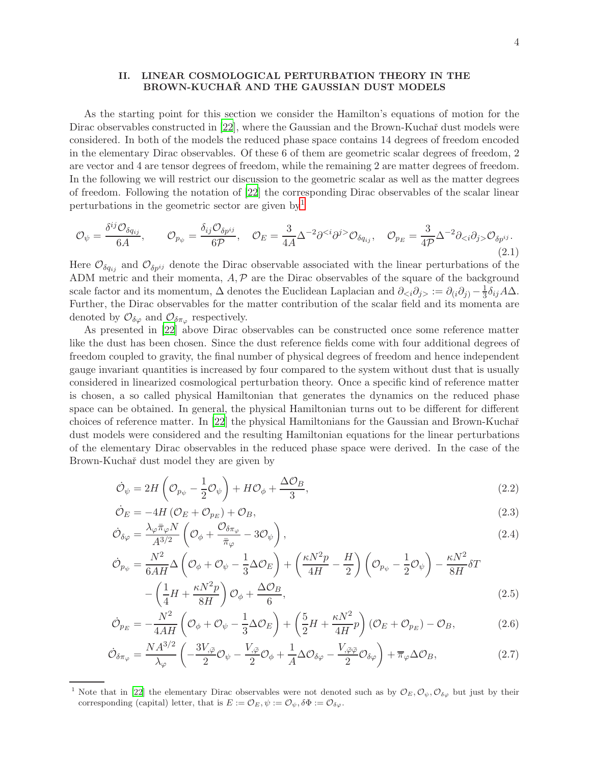## II. LINEAR COSMOLOGICAL PERTURBATION THEORY IN THE BROWN-KUCHAŘ AND THE GAUSSIAN DUST MODELS

As the starting point for this section we consider the Hamilton's equations of motion for the Dirac observables constructed in [22], where the Gaussian and the Brown-Kuchař dust models were considered. In both of the models the reduced phase space contains 14 degrees of freedom encoded in the elementary Dirac observables. Of these 6 of them are geometric scalar degrees of freedom, 2 are vector and 4 are tensor degrees of freedom, while the remaining 2 are matter degrees of freedom. In the following we will restrict our discussion to the geometric scalar as well as the matter degrees of freedom. Following the notation of [22] the corresponding Dirac observables of the scalar linear perturbations in the geometric sector are given by[1]

$$\mathcal{O}_\psi = \frac{\delta^{ij}\mathcal{O}_{\delta q_{ij}}}{6A}, \qquad \mathcal{O}_{p_\psi} = \frac{\delta_{ij}\mathcal{O}_{\delta p^{ij}}}{6\mathcal{P}}, \quad \mathcal{O}_E = \frac{3}{4A}\Delta^{-2}\partial^{<i}\partial^{j>}\mathcal{O}_{\delta q_{ij}}, \quad \mathcal{O}_{p_E} = \frac{3}{4\mathcal{P}}\Delta^{-2}\partial_{<i}\partial_{j>}\mathcal{O}_{\delta p^{ij}}. \tag{2.1}$$

Here $\mathcal{O}_{\delta q_{ij}}$ and $\mathcal{O}_{\delta p^{ij}}$ denote the Dirac observable associated with the linear perturbations of the ADM metric and their momenta, $A, \mathcal{P}$ are the Dirac observables of the square of the background scale factor and its momentum, $\Delta$ denotes the Euclidean Laplacian and $\partial_{<i}\partial_{j>} := \partial_{(i}\partial_{j)} - \frac{1}{3}\delta_{ij}A\Delta$. Further, the Dirac observables for the matter contribution of the scalar field and its momenta are denoted by $\mathcal{O}_{\delta\varphi}$ and $\mathcal{O}_{\delta\pi_\varphi}$ respectively.

As presented in [22] above Dirac observables can be constructed once some reference matter like the dust has been chosen. Since the dust reference fields come with four additional degrees of freedom coupled to gravity, the final number of physical degrees of freedom and hence independent gauge invariant quantities is increased by four compared to the system without dust that is usually considered in linearized cosmological perturbation theory. Once a specific kind of reference matter is chosen, a so called physical Hamiltonian that generates the dynamics on the reduced phase space can be obtained. In general, the physical Hamiltonian turns out to be different for different choices of reference matter. In [22] the physical Hamiltonians for the Gaussian and Brown-Kuchař dust models were considered and the resulting Hamiltonian equations for the linear perturbations of the elementary Dirac observables in the reduced phase space were derived. In the case of the Brown-Kuchař dust model they are given by

$$\dot{\mathcal{O}}_\psi = 2H\left(\mathcal{O}_{p_\psi} - \frac{1}{2}\mathcal{O}_\psi\right) + H\mathcal{O}_\phi + \frac{\Delta\mathcal{O}_B}{3}, \tag{2.2}$$

$$\dot{\mathcal{O}}_E = -4H\left(\mathcal{O}_E + \mathcal{O}_{p_E}\right) + \mathcal{O}_B, \tag{2.3}$$

$$\dot{\mathcal{O}}_{\delta\varphi} = \frac{\lambda_\varphi\bar{\pi}_\varphi N}{A^{3/2}}\left(\mathcal{O}_\phi + \frac{\mathcal{O}_{\delta\pi_\varphi}}{\bar{\pi}_\varphi} - 3\mathcal{O}_\psi\right), \tag{2.4}$$

$$\begin{aligned}\dot{\mathcal{O}}_{p_\psi} = &\frac{N^2}{6AH}\Delta\left(\mathcal{O}_\phi + \mathcal{O}_\psi - \frac{1}{3}\Delta\mathcal{O}_E\right) + \left(\frac{\kappa N^2 p}{4H} - \frac{H}{2}\right)\left(\mathcal{O}_{p_\psi} - \frac{1}{2}\mathcal{O}_\psi\right) - \frac{\kappa N^2}{8H}\delta T \\ &- \left(\frac{1}{4}H + \frac{\kappa N^2 p}{8H}\right)\mathcal{O}_\phi + \frac{\Delta\mathcal{O}_B}{6},\end{aligned} \tag{2.5}$$

$$\dot{\mathcal{O}}_{p_E} = -\frac{N^2}{4AH}\left(\mathcal{O}_\phi + \mathcal{O}_\psi - \frac{1}{3}\Delta\mathcal{O}_E\right) + \left(\frac{5}{2}H + \frac{\kappa N^2}{4H}p\right)\left(\mathcal{O}_E + \mathcal{O}_{p_E}\right) - \mathcal{O}_B, \tag{2.6}$$

$$\dot{\mathcal{O}}_{\delta\pi_\varphi} = \frac{NA^{3/2}}{\lambda_\varphi}\left(-\frac{3V_{,\bar{\varphi}}}{2}\mathcal{O}_\psi - \frac{V_{,\bar{\varphi}}}{2}\mathcal{O}_\phi + \frac{1}{A}\Delta\mathcal{O}_{\delta\varphi} - \frac{V_{,\bar{\varphi}\bar{\varphi}}}{2}\mathcal{O}_{\delta\varphi}\right) + \overline{\pi}_\varphi\Delta\mathcal{O}_B, \tag{2.7}$$

[1] Note that in [22] the elementary Dirac observables were not denoted such as by $\mathcal{O}_E, \mathcal{O}_\psi, \mathcal{O}_{\delta\varphi}$ but just by their corresponding (capital) letter, that is $E := \mathcal{O}_E, \psi := \mathcal{O}_\psi, \delta\Phi := \mathcal{O}_{\delta\varphi}$.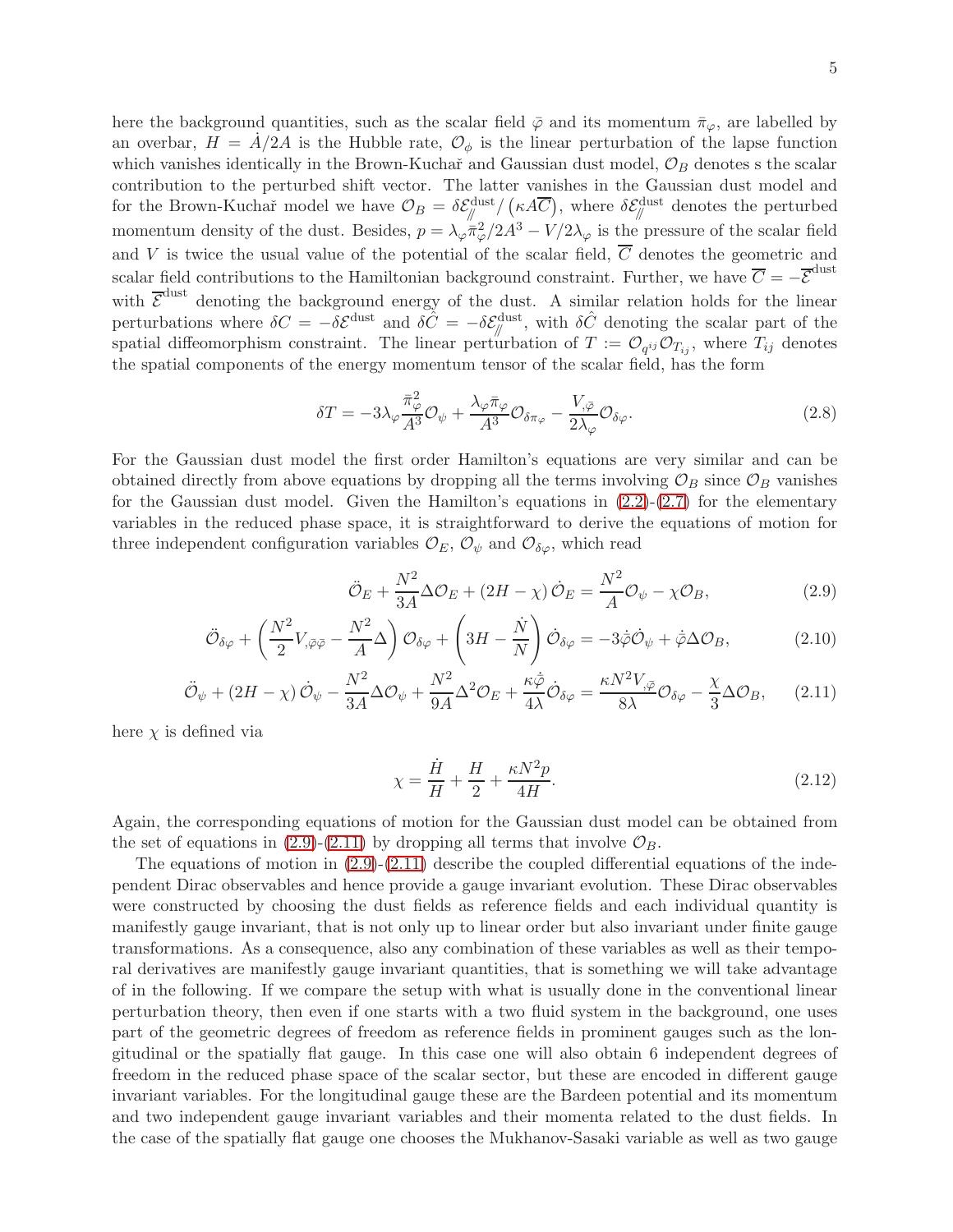here the background quantities, such as the scalar field $\bar{\varphi}$ and its momentum $\bar{\pi}_\varphi$, are labelled by an overbar, $H = \dot{A}/2A$ is the Hubble rate, $\mathcal{O}_\phi$ is the linear perturbation of the lapse function which vanishes identically in the Brown-Kuchař and Gaussian dust model, $\mathcal{O}_B$ denotes s the scalar contribution to the perturbed shift vector. The latter vanishes in the Gaussian dust model and for the Brown-Kuchař model we have $\mathcal{O}_B = \delta\mathcal{E}^{\rm dust}_{/\!/}/\left(\kappa A \overline{C}\right)$, where $\delta\mathcal{E}^{\rm dust}_{/\!/}$ denotes the perturbed momentum density of the dust. Besides, $p = \lambda_\varphi \bar{\pi}_\varphi^2/2A^3 - V/2\lambda_\varphi$ is the pressure of the scalar field and $V$ is twice the usual value of the potential of the scalar field, $\overline{C}$ denotes the geometric and scalar field contributions to the Hamiltonian background constraint. Further, we have $\overline{C} = -\overline{\mathcal{E}}^{\rm dust}$ with $\overline{\mathcal{E}}^{\rm dust}$ denoting the background energy of the dust. A similar relation holds for the linear perturbations where $\delta C = -\delta\mathcal{E}^{\rm dust}$ and $\delta\hat{C} = -\delta\mathcal{E}^{\rm dust}_{/\!/}$, with $\delta\hat{C}$ denoting the scalar part of the spatial diffeomorphism constraint. The linear perturbation of $T := \mathcal{O}_{q^{ij}}\mathcal{O}_{T_{ij}}$, where $T_{ij}$ denotes the spatial components of the energy momentum tensor of the scalar field, has the form

$$\delta T = -3\lambda_\varphi \frac{\bar{\pi}_\varphi^2}{A^3}\mathcal{O}_\psi + \frac{\lambda_\varphi \bar{\pi}_\varphi}{A^3}\mathcal{O}_{\delta\pi_\varphi} - \frac{V_{,\bar{\varphi}}}{2\lambda_\varphi}\mathcal{O}_{\delta\varphi}. \tag{2.8}$$

For the Gaussian dust model the first order Hamilton's equations are very similar and can be obtained directly from above equations by dropping all the terms involving $\mathcal{O}_B$ since $\mathcal{O}_B$ vanishes for the Gaussian dust model. Given the Hamilton's equations in (2.2)-(2.7) for the elementary variables in the reduced phase space, it is straightforward to derive the equations of motion for three independent configuration variables $\mathcal{O}_E$, $\mathcal{O}_\psi$ and $\mathcal{O}_{\delta\varphi}$, which read

$$\ddot{\mathcal{O}}_E + \frac{N^2}{3A}\Delta\mathcal{O}_E + (2H - \chi)\,\dot{\mathcal{O}}_E = \frac{N^2}{A}\mathcal{O}_\psi - \chi\mathcal{O}_B, \tag{2.9}$$

$$\ddot{\mathcal{O}}_{\delta\varphi} + \left(\frac{N^2}{2}V_{,\bar{\varphi}\bar{\varphi}} - \frac{N^2}{A}\Delta\right)\mathcal{O}_{\delta\varphi} + \left(3H - \frac{\dot{N}}{N}\right)\dot{\mathcal{O}}_{\delta\varphi} = -3\dot{\bar{\varphi}}\dot{\mathcal{O}}_\psi + \dot{\bar{\varphi}}\Delta\mathcal{O}_B, \tag{2.10}$$

$$\ddot{\mathcal{O}}_\psi + (2H - \chi)\,\dot{\mathcal{O}}_\psi - \frac{N^2}{3A}\Delta\mathcal{O}_\psi + \frac{N^2}{9A}\Delta^2\mathcal{O}_E + \frac{\kappa\dot{\bar{\varphi}}}{4\lambda}\dot{\mathcal{O}}_{\delta\varphi} = \frac{\kappa N^2 V_{,\bar{\varphi}}}{8\lambda}\mathcal{O}_{\delta\varphi} - \frac{\chi}{3}\Delta\mathcal{O}_B, \tag{2.11}$$

here $\chi$ is defined via

$$\chi = \frac{\dot{H}}{H} + \frac{H}{2} + \frac{\kappa N^2 p}{4H}. \tag{2.12}$$

Again, the corresponding equations of motion for the Gaussian dust model can be obtained from the set of equations in (2.9)-(2.11) by dropping all terms that involve $\mathcal{O}_B$.

The equations of motion in (2.9)-(2.11) describe the coupled differential equations of the independent Dirac observables and hence provide a gauge invariant evolution. These Dirac observables were constructed by choosing the dust fields as reference fields and each individual quantity is manifestly gauge invariant, that is not only up to linear order but also invariant under finite gauge transformations. As a consequence, also any combination of these variables as well as their temporal derivatives are manifestly gauge invariant quantities, that is something we will take advantage of in the following. If we compare the setup with what is usually done in the conventional linear perturbation theory, then even if one starts with a two fluid system in the background, one uses part of the geometric degrees of freedom as reference fields in prominent gauges such as the longitudinal or the spatially flat gauge. In this case one will also obtain 6 independent degrees of freedom in the reduced phase space of the scalar sector, but these are encoded in different gauge invariant variables. For the longitudinal gauge these are the Bardeen potential and its momentum and two independent gauge invariant variables and their momenta related to the dust fields. In the case of the spatially flat gauge one chooses the Mukhanov-Sasaki variable as well as two gauge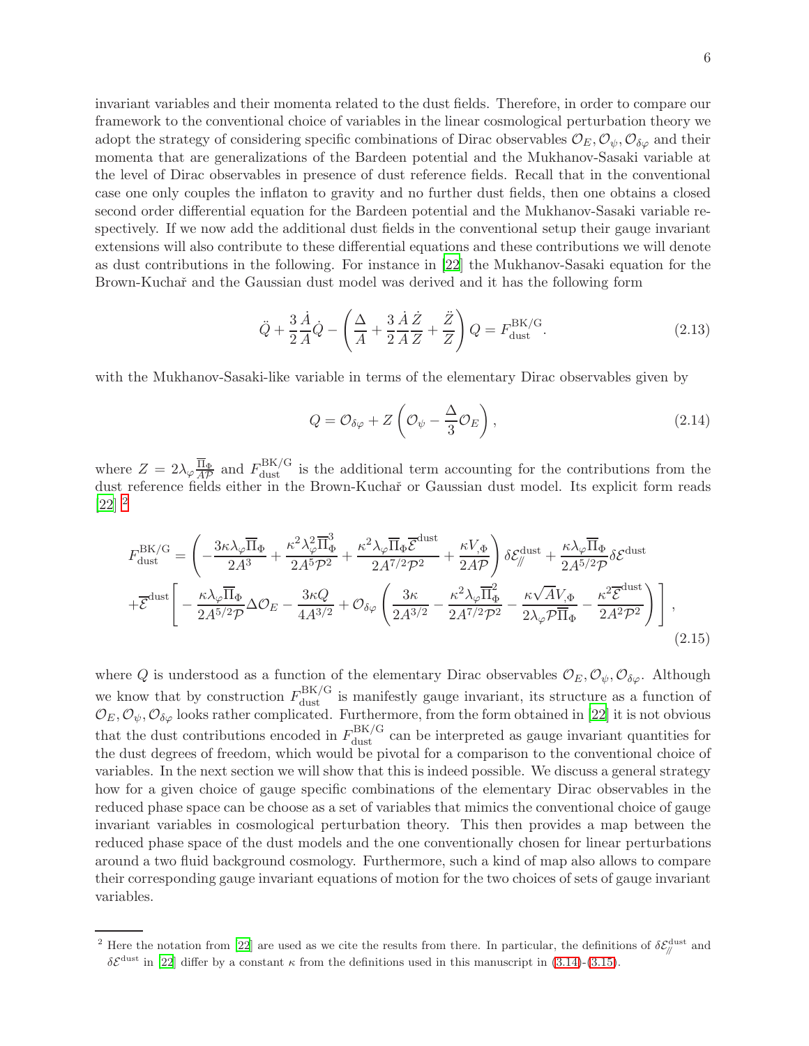invariant variables and their momenta related to the dust fields. Therefore, in order to compare our framework to the conventional choice of variables in the linear cosmological perturbation theory we adopt the strategy of considering specific combinations of Dirac observables $\mathcal{O}_E, \mathcal{O}_\psi, \mathcal{O}_{\delta\varphi}$ and their momenta that are generalizations of the Bardeen potential and the Mukhanov-Sasaki variable at the level of Dirac observables in presence of dust reference fields. Recall that in the conventional case one only couples the inflaton to gravity and no further dust fields, then one obtains a closed second order differential equation for the Bardeen potential and the Mukhanov-Sasaki variable respectively. If we now add the additional dust fields in the conventional setup their gauge invariant extensions will also contribute to these differential equations and these contributions we will denote as dust contributions in the following. For instance in [22] the Mukhanov-Sasaki equation for the Brown-Kuchař and the Gaussian dust model was derived and it has the following form

$$\ddot{Q} + \frac{3}{2}\frac{\dot{A}}{A}\dot{Q} - \left(\frac{\Delta}{A} + \frac{3}{2}\frac{\dot{A}}{A}\frac{\dot{Z}}{Z} + \frac{\ddot{Z}}{Z}\right)Q = F^{\rm BK/G}_{\rm dust}. \tag{2.13}$$

with the Mukhanov-Sasaki-like variable in terms of the elementary Dirac observables given by

$$Q = \mathcal{O}_{\delta\varphi} + Z\left(\mathcal{O}_\psi - \frac{\Delta}{3}\mathcal{O}_E\right), \tag{2.14}$$

where $Z = 2\lambda_\varphi \frac{\overline{\Pi}_\Phi}{A\mathcal{P}}$ and $F^{\rm BK/G}_{\rm dust}$ is the additional term accounting for the contributions from the dust reference fields either in the Brown-Kuchař or Gaussian dust model. Its explicit form reads [22] [2]

$$\begin{aligned}
F^{\rm BK/G}_{\rm dust} = &\left(-\frac{3\kappa\lambda_\varphi\overline{\Pi}_\Phi}{2A^3} + \frac{\kappa^2\lambda_\varphi^2\overline{\Pi}_\Phi^3}{2A^5\mathcal{P}^2} + \frac{\kappa^2\lambda_\varphi\overline{\Pi}_\Phi\overline{\mathcal{E}}^{\rm dust}}{2A^{7/2}\mathcal{P}^2} + \frac{\kappa V_{,\Phi}}{2A\mathcal{P}}\right)\delta\mathcal{E}^{\rm dust}_{/\!/} + \frac{\kappa\lambda_\varphi\overline{\Pi}_\Phi}{2A^{5/2}\mathcal{P}}\delta\mathcal{E}^{\rm dust} \\
&+\overline{\mathcal{E}}^{\rm dust}\Bigg[-\frac{\kappa\lambda_\varphi\overline{\Pi}_\Phi}{2A^{5/2}\mathcal{P}}\Delta\mathcal{O}_E - \frac{3\kappa Q}{4A^{3/2}} + \mathcal{O}_{\delta\varphi}\left(\frac{3\kappa}{2A^{3/2}} - \frac{\kappa^2\lambda_\varphi\overline{\Pi}_\Phi^2}{2A^{7/2}\mathcal{P}^2} - \frac{\kappa\sqrt{A}V_{,\Phi}}{2\lambda_\varphi\mathcal{P}\overline{\Pi}_\Phi} - \frac{\kappa^2\overline{\mathcal{E}}^{\rm dust}}{2A^2\mathcal{P}^2}\right)\Bigg],
\end{aligned} \tag{2.15}$$

where $Q$ is understood as a function of the elementary Dirac observables $\mathcal{O}_E, \mathcal{O}_\psi, \mathcal{O}_{\delta\varphi}$. Although we know that by construction $F^{\rm BK/G}_{\rm dust}$ is manifestly gauge invariant, its structure as a function of $\mathcal{O}_E, \mathcal{O}_\psi, \mathcal{O}_{\delta\varphi}$ looks rather complicated. Furthermore, from the form obtained in [22] it is not obvious that the dust contributions encoded in $F^{\rm BK/G}_{\rm dust}$ can be interpreted as gauge invariant quantities for the dust degrees of freedom, which would be pivotal for a comparison to the conventional choice of variables. In the next section we will show that this is indeed possible. We discuss a general strategy how for a given choice of gauge specific combinations of the elementary Dirac observables in the reduced phase space can be choose as a set of variables that mimics the conventional choice of gauge invariant variables in cosmological perturbation theory. This then provides a map between the reduced phase space of the dust models and the one conventionally chosen for linear perturbations around a two fluid background cosmology. Furthermore, such a kind of map also allows to compare their corresponding gauge invariant equations of motion for the two choices of sets of gauge invariant variables.

---

[2] Here the notation from [22] are used as we cite the results from there. In particular, the definitions of $\delta\mathcal{E}^{\rm dust}_{/\!/}$ and $\delta\mathcal{E}^{\rm dust}$ in [22] differ by a constant $\kappa$ from the definitions used in this manuscript in (3.14)-(3.15).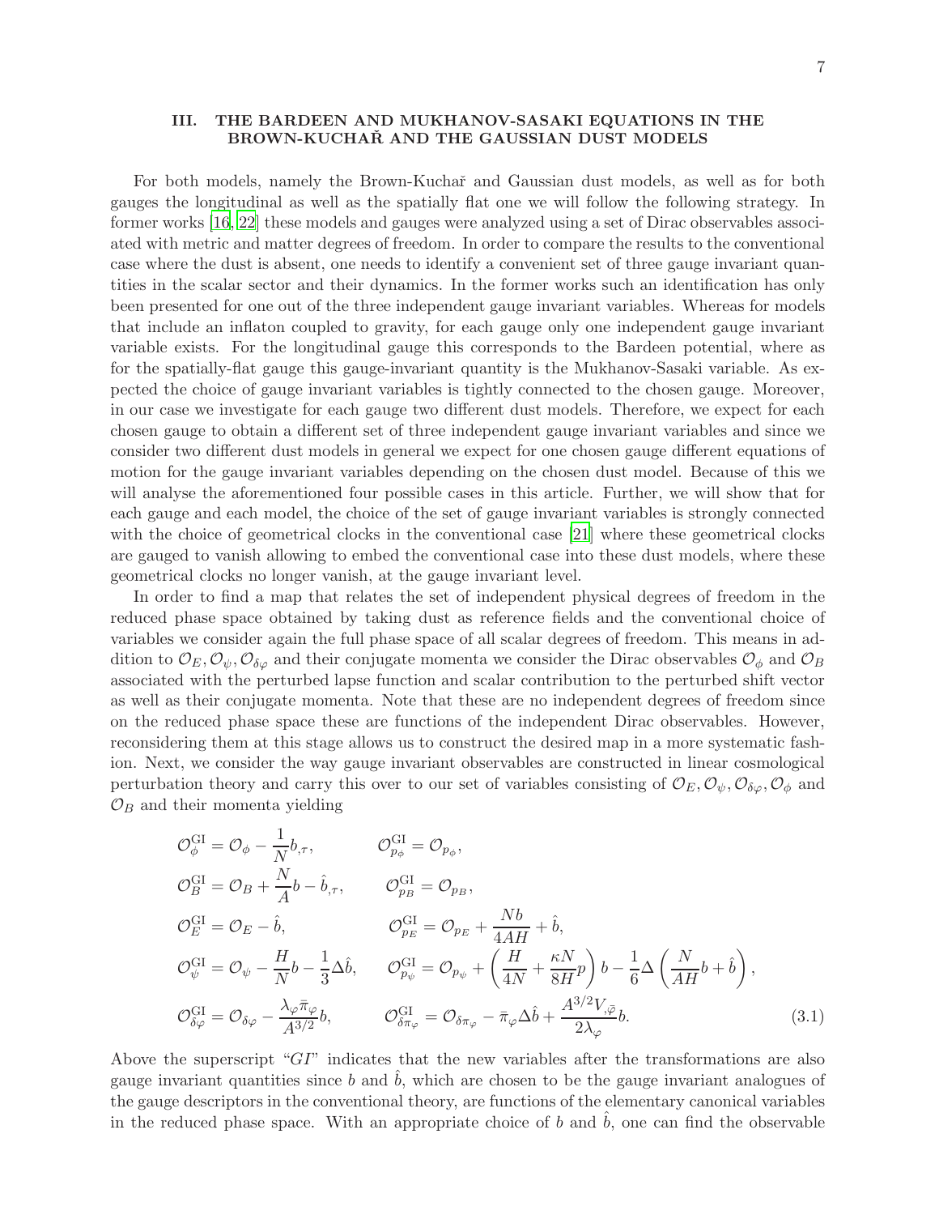## III. THE BARDEEN AND MUKHANOV-SASAKI EQUATIONS IN THE BROWN-KUCHAŘ AND THE GAUSSIAN DUST MODELS

For both models, namely the Brown-Kuchař and Gaussian dust models, as well as for both gauges the longitudinal as well as the spatially flat one we will follow the following strategy. In former works [16, 22] these models and gauges were analyzed using a set of Dirac observables associated with metric and matter degrees of freedom. In order to compare the results to the conventional case where the dust is absent, one needs to identify a convenient set of three gauge invariant quantities in the scalar sector and their dynamics. In the former works such an identification has only been presented for one out of the three independent gauge invariant variables. Whereas for models that include an inflaton coupled to gravity, for each gauge only one independent gauge invariant variable exists. For the longitudinal gauge this corresponds to the Bardeen potential, where as for the spatially-flat gauge this gauge-invariant quantity is the Mukhanov-Sasaki variable. As expected the choice of gauge invariant variables is tightly connected to the chosen gauge. Moreover, in our case we investigate for each gauge two different dust models. Therefore, we expect for each chosen gauge to obtain a different set of three independent gauge invariant variables and since we consider two different dust models in general we expect for one chosen gauge different equations of motion for the gauge invariant variables depending on the chosen dust model. Because of this we will analyse the aforementioned four possible cases in this article. Further, we will show that for each gauge and each model, the choice of the set of gauge invariant variables is strongly connected with the choice of geometrical clocks in the conventional case [21] where these geometrical clocks are gauged to vanish allowing to embed the conventional case into these dust models, where these geometrical clocks no longer vanish, at the gauge invariant level.

In order to find a map that relates the set of independent physical degrees of freedom in the reduced phase space obtained by taking dust as reference fields and the conventional choice of variables we consider again the full phase space of all scalar degrees of freedom. This means in addition to $\mathcal{O}_E, \mathcal{O}_\psi, \mathcal{O}_{\delta\varphi}$ and their conjugate momenta we consider the Dirac observables $\mathcal{O}_\phi$ and $\mathcal{O}_B$ associated with the perturbed lapse function and scalar contribution to the perturbed shift vector as well as their conjugate momenta. Note that these are no independent degrees of freedom since on the reduced phase space these are functions of the independent Dirac observables. However, reconsidering them at this stage allows us to construct the desired map in a more systematic fashion. Next, we consider the way gauge invariant observables are constructed in linear cosmological perturbation theory and carry this over to our set of variables consisting of $\mathcal{O}_E, \mathcal{O}_\psi, \mathcal{O}_{\delta\varphi}, \mathcal{O}_\phi$ and $\mathcal{O}_B$ and their momenta yielding

$$
\begin{aligned}
&\mathcal{O}^{\rm GI}_\phi = \mathcal{O}_\phi - \frac{1}{N} b_{,\tau}, &&\mathcal{O}^{\rm GI}_{p_\phi} = \mathcal{O}_{p_\phi},\\
&\mathcal{O}^{\rm GI}_B = \mathcal{O}_B + \frac{N}{A} b - \hat{b}_{,\tau}, &&\mathcal{O}^{\rm GI}_{p_B} = \mathcal{O}_{p_B},\\
&\mathcal{O}^{\rm GI}_E = \mathcal{O}_E - \hat{b}, &&\mathcal{O}^{\rm GI}_{p_E} = \mathcal{O}_{p_E} + \frac{Nb}{4AH} + \hat{b},\\
&\mathcal{O}^{\rm GI}_\psi = \mathcal{O}_\psi - \frac{H}{N} b - \frac{1}{3}\Delta \hat{b}, &&\mathcal{O}^{\rm GI}_{p_\psi} = \mathcal{O}_{p_\psi} + \left(\frac{H}{4N} + \frac{\kappa N}{8H} p\right) b - \frac{1}{6}\Delta\left(\frac{N}{AH} b + \hat{b}\right),\\
&\mathcal{O}^{\rm GI}_{\delta\varphi} = \mathcal{O}_{\delta\varphi} - \frac{\lambda_\varphi \bar{\pi}_\varphi}{A^{3/2}} b, &&\mathcal{O}^{\rm GI}_{\delta\pi_\varphi} = \mathcal{O}_{\delta\pi_\varphi} - \bar{\pi}_\varphi \Delta \hat{b} + \frac{A^{3/2} V_{,\bar{\varphi}}}{2\lambda_\varphi} b.
\end{aligned}
\tag{3.1}
$$

Above the superscript "$GI$" indicates that the new variables after the transformations are also gauge invariant quantities since $b$ and $\hat{b}$, which are chosen to be the gauge invariant analogues of the gauge descriptors in the conventional theory, are functions of the elementary canonical variables in the reduced phase space. With an appropriate choice of $b$ and $\hat{b}$, one can find the observable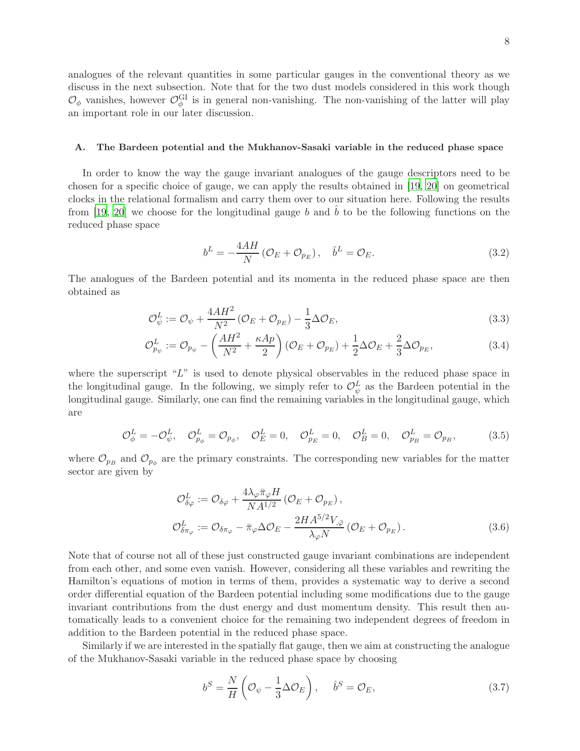analogues of the relevant quantities in some particular gauges in the conventional theory as we discuss in the next subsection. Note that for the two dust models considered in this work though $\mathcal{O}_\phi$ vanishes, however $\mathcal{O}_\phi^{\rm GI}$ is in general non-vanishing. The non-vanishing of the latter will play an important role in our later discussion.

### A. The Bardeen potential and the Mukhanov-Sasaki variable in the reduced phase space

In order to know the way the gauge invariant analogues of the gauge descriptors need to be chosen for a specific choice of gauge, we can apply the results obtained in [19, 20] on geometrical clocks in the relational formalism and carry them over to our situation here. Following the results from [19, 20] we choose for the longitudinal gauge $b$ and $\hat{b}$ to be the following functions on the reduced phase space

$$b^L = -\frac{4AH}{N}\left(\mathcal{O}_E + \mathcal{O}_{p_E}\right), \quad \hat{b}^L = \mathcal{O}_E. \tag{3.2}$$

The analogues of the Bardeen potential and its momenta in the reduced phase space are then obtained as

$$\mathcal{O}^L_\psi := \mathcal{O}_\psi + \frac{4AH^2}{N^2}\left(\mathcal{O}_E + \mathcal{O}_{p_E}\right) - \frac{1}{3}\Delta\mathcal{O}_E, \tag{3.3}$$

$$\mathcal{O}^L_{p_\psi} := \mathcal{O}_{p_\psi} - \left(\frac{AH^2}{N^2} + \frac{\kappa A p}{2}\right)\left(\mathcal{O}_E + \mathcal{O}_{p_E}\right) + \frac{1}{2}\Delta\mathcal{O}_E + \frac{2}{3}\Delta\mathcal{O}_{p_E}, \tag{3.4}$$

where the superscript "$L$" is used to denote physical observables in the reduced phase space in the longitudinal gauge. In the following, we simply refer to $\mathcal{O}^L_\psi$ as the Bardeen potential in the longitudinal gauge. Similarly, one can find the remaining variables in the longitudinal gauge, which are

$$\mathcal{O}^L_\phi = -\mathcal{O}^L_\psi, \quad \mathcal{O}^L_{p_\phi} = \mathcal{O}_{p_\phi}, \quad \mathcal{O}^L_E = 0, \quad \mathcal{O}^L_{p_E} = 0, \quad \mathcal{O}^L_B = 0, \quad \mathcal{O}^L_{p_B} = \mathcal{O}_{p_B}, \tag{3.5}$$

where $\mathcal{O}_{p_B}$ and $\mathcal{O}_{p_\phi}$ are the primary constraints. The corresponding new variables for the matter sector are given by

$$\begin{aligned}
\mathcal{O}^L_{\delta\varphi} &:= \mathcal{O}_{\delta\varphi} + \frac{4\lambda_\varphi \bar{\pi}_\varphi H}{NA^{1/2}}\left(\mathcal{O}_E + \mathcal{O}_{p_E}\right), \\
\mathcal{O}^L_{\delta\pi_\varphi} &:= \mathcal{O}_{\delta\pi_\varphi} - \bar{\pi}_\varphi \Delta\mathcal{O}_E - \frac{2HA^{5/2}V_{,\bar{\varphi}}}{\lambda_\varphi N}\left(\mathcal{O}_E + \mathcal{O}_{p_E}\right).
\end{aligned} \tag{3.6}$$

Note that of course not all of these just constructed gauge invariant combinations are independent from each other, and some even vanish. However, considering all these variables and rewriting the Hamilton's equations of motion in terms of them, provides a systematic way to derive a second order differential equation of the Bardeen potential including some modifications due to the gauge invariant contributions from the dust energy and dust momentum density. This result then automatically leads to a convenient choice for the remaining two independent degrees of freedom in addition to the Bardeen potential in the reduced phase space.

Similarly if we are interested in the spatially flat gauge, then we aim at constructing the analogue of the Mukhanov-Sasaki variable in the reduced phase space by choosing

$$b^S = \frac{N}{H}\left(\mathcal{O}_\psi - \frac{1}{3}\Delta\mathcal{O}_E\right), \quad \hat{b}^S = \mathcal{O}_E, \tag{3.7}$$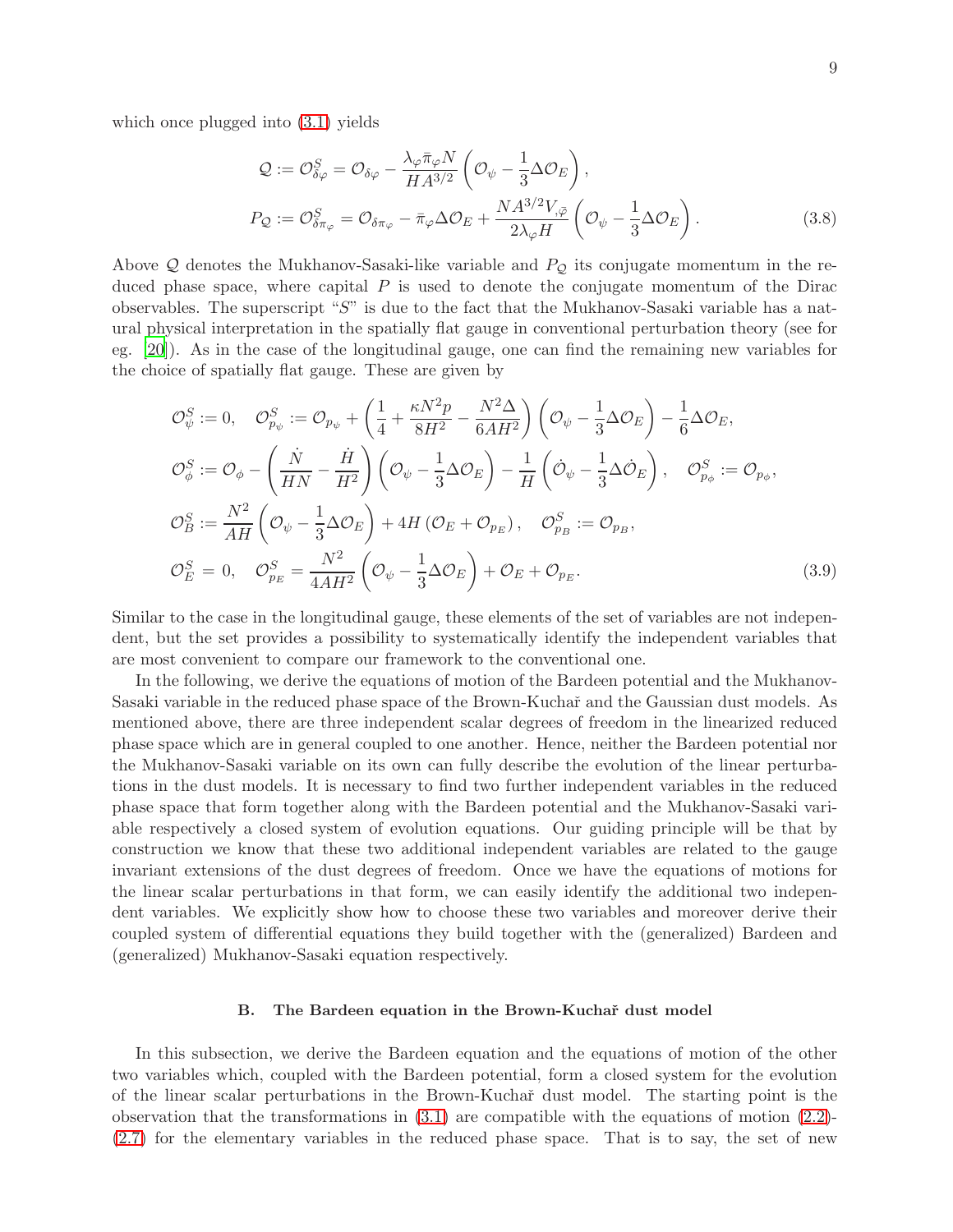which once plugged into (3.1) yields

$$
\begin{aligned}
\mathcal{Q} &:= \mathcal{O}^S_{\delta\varphi} = \mathcal{O}_{\delta\varphi} - \frac{\lambda_\varphi \bar{\pi}_\varphi N}{HA^{3/2}}\left(\mathcal{O}_\psi - \frac{1}{3}\Delta\mathcal{O}_E\right), \\
P_{\mathcal{Q}} &:= \mathcal{O}^S_{\delta\pi_\varphi} = \mathcal{O}_{\delta\pi_\varphi} - \bar{\pi}_\varphi \Delta\mathcal{O}_E + \frac{NA^{3/2}V_{,\bar{\varphi}}}{2\lambda_\varphi H}\left(\mathcal{O}_\psi - \frac{1}{3}\Delta\mathcal{O}_E\right).
\end{aligned} \tag{3.8}
$$

Above $\mathcal{Q}$ denotes the Mukhanov-Sasaki-like variable and $P_{\mathcal{Q}}$ its conjugate momentum in the reduced phase space, where capital $P$ is used to denote the conjugate momentum of the Dirac observables. The superscript "$S$" is due to the fact that the Mukhanov-Sasaki variable has a natural physical interpretation in the spatially flat gauge in conventional perturbation theory (see for eg. [20]). As in the case of the longitudinal gauge, one can find the remaining new variables for the choice of spatially flat gauge. These are given by

$$
\begin{aligned}
&\mathcal{O}^S_\psi := 0, \quad \mathcal{O}^S_{p_\psi} := \mathcal{O}_{p_\psi} + \left(\frac{1}{4} + \frac{\kappa N^2 p}{8H^2} - \frac{N^2\Delta}{6AH^2}\right)\left(\mathcal{O}_\psi - \frac{1}{3}\Delta\mathcal{O}_E\right) - \frac{1}{6}\Delta\mathcal{O}_E, \\
&\mathcal{O}^S_\phi := \mathcal{O}_\phi - \left(\frac{\dot{N}}{HN} - \frac{\dot{H}}{H^2}\right)\left(\mathcal{O}_\psi - \frac{1}{3}\Delta\mathcal{O}_E\right) - \frac{1}{H}\left(\dot{\mathcal{O}}_\psi - \frac{1}{3}\Delta\dot{\mathcal{O}}_E\right), \quad \mathcal{O}^S_{p_\phi} := \mathcal{O}_{p_\phi}, \\
&\mathcal{O}^S_B := \frac{N^2}{AH}\left(\mathcal{O}_\psi - \frac{1}{3}\Delta\mathcal{O}_E\right) + 4H\left(\mathcal{O}_E + \mathcal{O}_{p_E}\right), \quad \mathcal{O}^S_{p_B} := \mathcal{O}_{p_B}, \\
&\mathcal{O}^S_E = 0, \quad \mathcal{O}^S_{p_E} = \frac{N^2}{4AH^2}\left(\mathcal{O}_\psi - \frac{1}{3}\Delta\mathcal{O}_E\right) + \mathcal{O}_E + \mathcal{O}_{p_E}.
\end{aligned} \tag{3.9}
$$

Similar to the case in the longitudinal gauge, these elements of the set of variables are not independent, but the set provides a possibility to systematically identify the independent variables that are most convenient to compare our framework to the conventional one.

In the following, we derive the equations of motion of the Bardeen potential and the Mukhanov-Sasaki variable in the reduced phase space of the Brown-Kuchař and the Gaussian dust models. As mentioned above, there are three independent scalar degrees of freedom in the linearized reduced phase space which are in general coupled to one another. Hence, neither the Bardeen potential nor the Mukhanov-Sasaki variable on its own can fully describe the evolution of the linear perturbations in the dust models. It is necessary to find two further independent variables in the reduced phase space that form together along with the Bardeen potential and the Mukhanov-Sasaki variable respectively a closed system of evolution equations. Our guiding principle will be that by construction we know that these two additional independent variables are related to the gauge invariant extensions of the dust degrees of freedom. Once we have the equations of motions for the linear scalar perturbations in that form, we can easily identify the additional two independent variables. We explicitly show how to choose these two variables and moreover derive their coupled system of differential equations they build together with the (generalized) Bardeen and (generalized) Mukhanov-Sasaki equation respectively.

### B. The Bardeen equation in the Brown-Kuchař dust model

In this subsection, we derive the Bardeen equation and the equations of motion of the other two variables which, coupled with the Bardeen potential, form a closed system for the evolution of the linear scalar perturbations in the Brown-Kuchař dust model. The starting point is the observation that the transformations in (3.1) are compatible with the equations of motion (2.2)-(2.7) for the elementary variables in the reduced phase space. That is to say, the set of new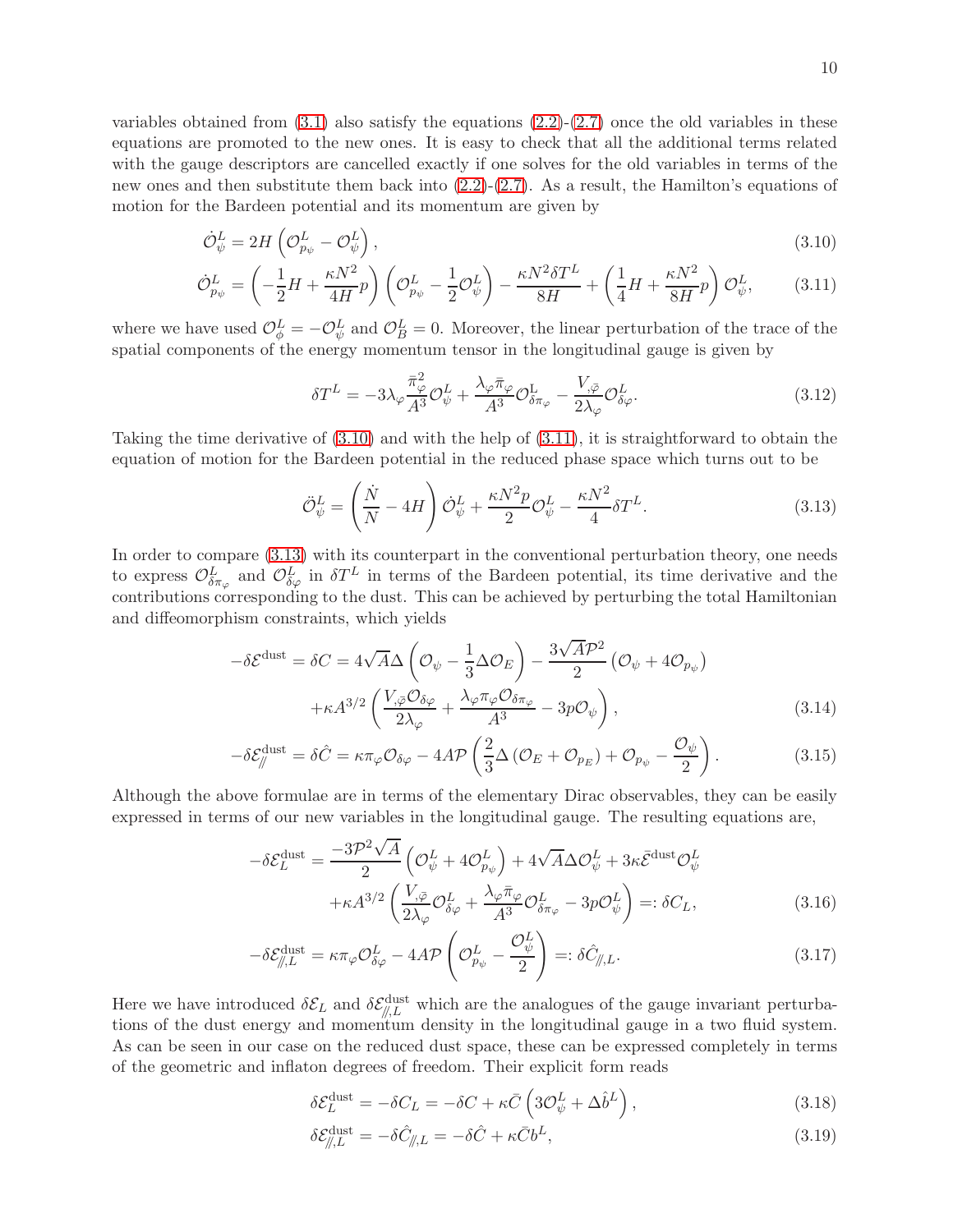variables obtained from (3.1) also satisfy the equations (2.2)-(2.7) once the old variables in these equations are promoted to the new ones. It is easy to check that all the additional terms related with the gauge descriptors are cancelled exactly if one solves for the old variables in terms of the new ones and then substitute them back into (2.2)-(2.7). As a result, the Hamilton's equations of motion for the Bardeen potential and its momentum are given by

$$\dot{\mathcal{O}}^L_\psi = 2H\left(\mathcal{O}^L_{p_\psi} - \mathcal{O}^L_\psi\right), \tag{3.10}$$

$$\dot{\mathcal{O}}^L_{p_\psi} = \left(-\frac{1}{2}H + \frac{\kappa N^2}{4H}p\right)\left(\mathcal{O}^L_{p_\psi} - \frac{1}{2}\mathcal{O}^L_\psi\right) - \frac{\kappa N^2 \delta T^L}{8H} + \left(\frac{1}{4}H + \frac{\kappa N^2}{8H}p\right)\mathcal{O}^L_\psi, \tag{3.11}$$

where we have used $\mathcal{O}^L_\phi = -\mathcal{O}^L_\psi$ and $\mathcal{O}^L_B = 0$. Moreover, the linear perturbation of the trace of the spatial components of the energy momentum tensor in the longitudinal gauge is given by

$$\delta T^L = -3\lambda_\varphi \frac{\bar{\pi}^2_\varphi}{A^3}\mathcal{O}^L_\psi + \frac{\lambda_\varphi \bar{\pi}_\varphi}{A^3}\mathcal{O}^{\mathrm{L}}_{\delta\pi_\varphi} - \frac{V_{,\bar{\varphi}}}{2\lambda_\varphi}\mathcal{O}^L_{\delta\varphi}. \tag{3.12}$$

Taking the time derivative of (3.10) and with the help of (3.11), it is straightforward to obtain the equation of motion for the Bardeen potential in the reduced phase space which turns out to be

$$\ddot{\mathcal{O}}^L_\psi = \left(\frac{\dot{N}}{N} - 4H\right)\dot{\mathcal{O}}^L_\psi + \frac{\kappa N^2 p}{2}\mathcal{O}^L_\psi - \frac{\kappa N^2}{4}\delta T^L. \tag{3.13}$$

In order to compare (3.13) with its counterpart in the conventional perturbation theory, one needs to express $\mathcal{O}^L_{\delta\pi_\varphi}$ and $\mathcal{O}^L_{\delta\varphi}$ in $\delta T^L$ in terms of the Bardeen potential, its time derivative and the contributions corresponding to the dust. This can be achieved by perturbing the total Hamiltonian and diffeomorphism constraints, which yields

$$\begin{aligned} -\delta\mathcal{E}^{\mathrm{dust}} = \delta C &= 4\sqrt{A}\Delta\left(\mathcal{O}_\psi - \frac{1}{3}\Delta\mathcal{O}_E\right) - \frac{3\sqrt{A}\mathcal{P}^2}{2}\left(\mathcal{O}_\psi + 4\mathcal{O}_{p_\psi}\right) \\ &\quad + \kappa A^{3/2}\left(\frac{V_{,\bar{\varphi}}\mathcal{O}_{\delta\varphi}}{2\lambda_\varphi} + \frac{\lambda_\varphi \pi_\varphi \mathcal{O}_{\delta\pi_\varphi}}{A^3} - 3p\mathcal{O}_\psi\right), \end{aligned} \tag{3.14}$$

$$-\delta\mathcal{E}^{\mathrm{dust}}_{/\!/} = \delta\hat{C} = \kappa\pi_\varphi\mathcal{O}_{\delta\varphi} - 4A\mathcal{P}\left(\frac{2}{3}\Delta\left(\mathcal{O}_E + \mathcal{O}_{p_E}\right) + \mathcal{O}_{p_\psi} - \frac{\mathcal{O}_\psi}{2}\right). \tag{3.15}$$

Although the above formulae are in terms of the elementary Dirac observables, they can be easily expressed in terms of our new variables in the longitudinal gauge. The resulting equations are,

$$\begin{aligned} -\delta\mathcal{E}^{\mathrm{dust}}_L &= \frac{-3\mathcal{P}^2\sqrt{A}}{2}\left(\mathcal{O}^L_\psi + 4\mathcal{O}^L_{p_\psi}\right) + 4\sqrt{A}\Delta\mathcal{O}^L_\psi + 3\kappa\bar{\mathcal{E}}^{\mathrm{dust}}\mathcal{O}^L_\psi \\ &\quad + \kappa A^{3/2}\left(\frac{V_{,\bar{\varphi}}}{2\lambda_\varphi}\mathcal{O}^L_{\delta\varphi} + \frac{\lambda_\varphi\bar{\pi}_\varphi}{A^3}\mathcal{O}^L_{\delta\pi_\varphi} - 3p\mathcal{O}^L_\psi\right) =: \delta C_L, \end{aligned} \tag{3.16}$$

$$-\delta\mathcal{E}^{\mathrm{dust}}_{/\!/,L} = \kappa\pi_\varphi\mathcal{O}^L_{\delta\varphi} - 4A\mathcal{P}\left(\mathcal{O}^L_{p_\psi} - \frac{\mathcal{O}^L_\psi}{2}\right) =: \delta\hat{C}_{/\!/,L}. \tag{3.17}$$

Here we have introduced $\delta\mathcal{E}_L$ and $\delta\mathcal{E}^{\mathrm{dust}}_{/\!/,L}$ which are the analogues of the gauge invariant perturbations of the dust energy and momentum density in the longitudinal gauge in a two fluid system. As can be seen in our case on the reduced dust space, these can be expressed completely in terms of the geometric and inflaton degrees of freedom. Their explicit form reads

$$\delta\mathcal{E}^{\mathrm{dust}}_L = -\delta C_L = -\delta C + \kappa\bar{C}\left(3\mathcal{O}^L_\psi + \Delta\hat{b}^L\right), \tag{3.18}$$

$$\delta\mathcal{E}^{\mathrm{dust}}_{/\!/,L} = -\delta\hat{C}_{/\!/,L} = -\delta\hat{C} + \kappa\bar{C}b^L, \tag{3.19}$$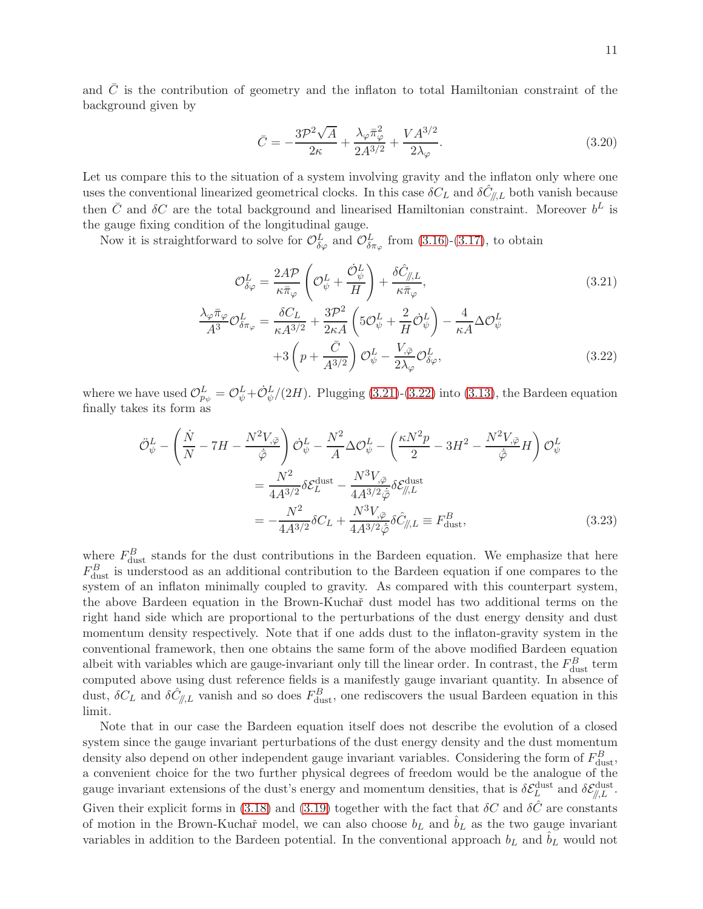and $\bar{C}$ is the contribution of geometry and the inflaton to total Hamiltonian constraint of the background given by

$$\bar{C} = -\frac{3\mathcal{P}^2\sqrt{A}}{2\kappa} + \frac{\lambda_\varphi \bar{\pi}_\varphi^2}{2A^{3/2}} + \frac{VA^{3/2}}{2\lambda_\varphi}. \tag{3.20}$$

Let us compare this to the situation of a system involving gravity and the inflaton only where one uses the conventional linearized geometrical clocks. In this case $\delta C_L$ and $\delta\hat{C}_{/\!/,L}$ both vanish because then $\bar{C}$ and $\delta C$ are the total background and linearised Hamiltonian constraint. Moreover $b^L$ is the gauge fixing condition of the longitudinal gauge.

Now it is straightforward to solve for $\mathcal{O}^L_{\delta\varphi}$ and $\mathcal{O}^L_{\delta\pi_\varphi}$ from (3.16)-(3.17), to obtain

$$\mathcal{O}^L_{\delta\varphi} = \frac{2A\mathcal{P}}{\kappa\bar{\pi}_\varphi}\left(\mathcal{O}^L_\psi + \frac{\dot{\mathcal{O}}^L_\psi}{H}\right) + \frac{\delta\hat{C}_{/\!/,L}}{\kappa\bar{\pi}_\varphi}, \tag{3.21}$$

$$\begin{aligned}\frac{\lambda_\varphi\bar{\pi}_\varphi}{A^3}\mathcal{O}^L_{\delta\pi_\varphi} &= \frac{\delta C_L}{\kappa A^{3/2}} + \frac{3\mathcal{P}^2}{2\kappa A}\left(5\mathcal{O}^L_\psi + \frac{2}{H}\dot{\mathcal{O}}^L_\psi\right) - \frac{4}{\kappa A}\Delta\mathcal{O}^L_\psi \\ &\quad + 3\left(p + \frac{\bar{C}}{A^{3/2}}\right)\mathcal{O}^L_\psi - \frac{V_{,\bar{\varphi}}}{2\lambda_\varphi}\mathcal{O}^L_{\delta\varphi},\end{aligned} \tag{3.22}$$

where we have used $\mathcal{O}^L_{p_\psi} = \mathcal{O}^L_\psi + \dot{\mathcal{O}}^L_\psi/(2H)$. Plugging (3.21)-(3.22) into (3.13), the Bardeen equation finally takes its form as

$$\begin{aligned}\ddot{\mathcal{O}}^L_\psi - \left(\frac{\dot{N}}{N} - 7H - \frac{N^2V_{,\bar{\varphi}}}{\dot{\bar{\varphi}}}\right)\dot{\mathcal{O}}^L_\psi - \frac{N^2}{A}\Delta\mathcal{O}^L_\psi - \left(\frac{\kappa N^2 p}{2} - 3H^2 - \frac{N^2V_{,\bar{\varphi}}}{\dot{\bar{\varphi}}}H\right)\mathcal{O}^L_\psi \\ = \frac{N^2}{4A^{3/2}}\delta\mathcal{E}^{\rm dust}_L - \frac{N^3V_{,\bar{\varphi}}}{4A^{3/2}\dot{\bar{\varphi}}}\delta\mathcal{E}^{\rm dust}_{/\!/,L} \\ = -\frac{N^2}{4A^{3/2}}\delta C_L + \frac{N^3V_{,\bar{\varphi}}}{4A^{3/2}\dot{\bar{\varphi}}}\delta\hat{C}_{/\!/,L} \equiv F^B_{\rm dust},\end{aligned} \tag{3.23}$$

where $F^B_{\rm dust}$ stands for the dust contributions in the Bardeen equation. We emphasize that here $F^B_{\rm dust}$ is understood as an additional contribution to the Bardeen equation if one compares to the system of an inflaton minimally coupled to gravity. As compared with this counterpart system, the above Bardeen equation in the Brown-Kuchař dust model has two additional terms on the right hand side which are proportional to the perturbations of the dust energy density and dust momentum density respectively. Note that if one adds dust to the inflaton-gravity system in the conventional framework, then one obtains the same form of the above modified Bardeen equation albeit with variables which are gauge-invariant only till the linear order. In contrast, the $F^B_{\rm dust}$ term computed above using dust reference fields is a manifestly gauge invariant quantity. In absence of dust, $\delta C_L$ and $\delta\hat{C}_{/\!/,L}$ vanish and so does $F^B_{\rm dust}$, one rediscovers the usual Bardeen equation in this limit.

Note that in our case the Bardeen equation itself does not describe the evolution of a closed system since the gauge invariant perturbations of the dust energy density and the dust momentum density also depend on other independent gauge invariant variables. Considering the form of $F^B_{\rm dust}$, a convenient choice for the two further physical degrees of freedom would be the analogue of the gauge invariant extensions of the dust's energy and momentum densities, that is $\delta\mathcal{E}^{\rm dust}_L$ and $\delta\mathcal{E}^{\rm dust}_{/\!/,L}$. Given their explicit forms in (3.18) and (3.19) together with the fact that $\delta C$ and $\delta\hat{C}$ are constants of motion in the Brown-Kuchař model, we can also choose $b_L$ and $\hat{b}_L$ as the two gauge invariant variables in addition to the Bardeen potential. In the conventional approach $b_L$ and $\hat{b}_L$ would not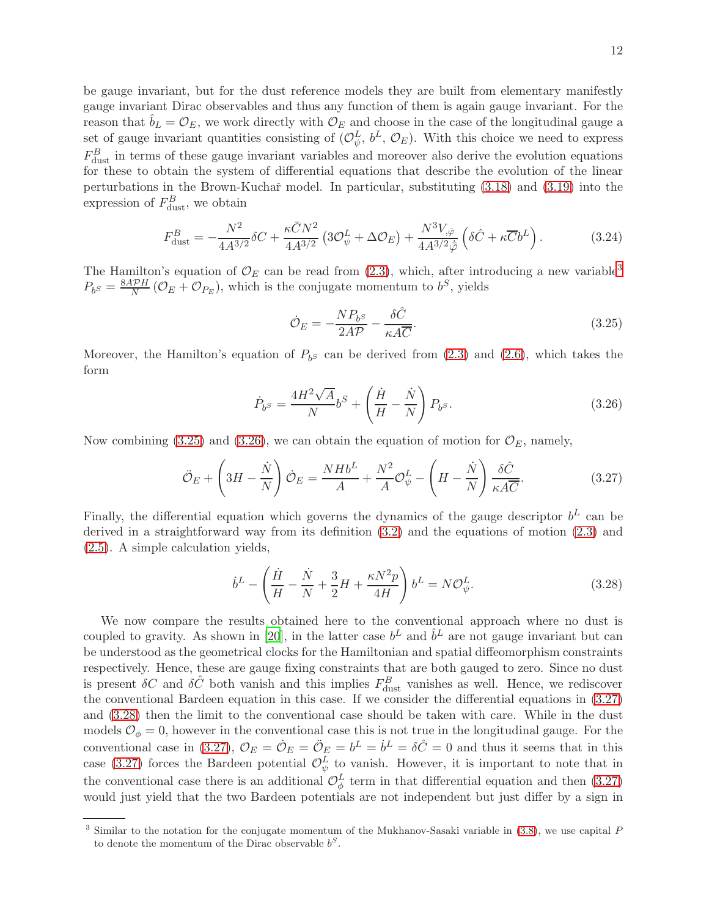be gauge invariant, but for the dust reference models they are built from elementary manifestly gauge invariant Dirac observables and thus any function of them is again gauge invariant. For the reason that $\hat{b}_L = \mathcal{O}_E$, we work directly with $\mathcal{O}_E$ and choose in the case of the longitudinal gauge a set of gauge invariant quantities consisting of $(\mathcal{O}^L_\psi,\, b^L,\, \mathcal{O}_E)$. With this choice we need to express $F^B_{\text{dust}}$ in terms of these gauge invariant variables and moreover also derive the evolution equations for these to obtain the system of differential equations that describe the evolution of the linear perturbations in the Brown-Kuchař model. In particular, substituting (3.18) and (3.19) into the expression of $F^B_{\text{dust}}$, we obtain

$$F^B_{\text{dust}} = -\frac{N^2}{4A^{3/2}}\delta C + \frac{\kappa \bar{C} N^2}{4A^{3/2}}\left(3\mathcal{O}^L_\psi + \Delta \mathcal{O}_E\right) + \frac{N^3 V_{,\bar{\varphi}}}{4A^{3/2}\dot{\bar{\varphi}}}\left(\delta\hat{C} + \kappa\overline{C} b^L\right). \tag{3.24}$$

The Hamilton's equation of $\mathcal{O}_E$ can be read from (2.3), which, after introducing a new variable[3] $P_{b^S} = \frac{8A\mathcal{P}H}{N}\left(\mathcal{O}_E + \mathcal{O}_{P_E}\right)$, which is the conjugate momentum to $b^S$, yields

$$\dot{\mathcal{O}}_E = -\frac{NP_{b^S}}{2A\mathcal{P}} - \frac{\delta\hat{C}}{\kappa A\overline{C}}. \tag{3.25}$$

Moreover, the Hamilton's equation of $P_{b^S}$ can be derived from (2.3) and (2.6), which takes the form

$$\dot{P}_{b^S} = \frac{4H^2\sqrt{A}}{N}b^S + \left(\frac{\dot{H}}{H} - \frac{\dot{N}}{N}\right)P_{b^S}. \tag{3.26}$$

Now combining (3.25) and (3.26), we can obtain the equation of motion for $\mathcal{O}_E$, namely,

$$\ddot{\mathcal{O}}_E + \left(3H - \frac{\dot{N}}{N}\right)\dot{\mathcal{O}}_E = \frac{NHb^L}{A} + \frac{N^2}{A}\mathcal{O}^L_\psi - \left(H - \frac{\dot{N}}{N}\right)\frac{\delta\hat{C}}{\kappa A\overline{\overline{C}}}. \tag{3.27}$$

Finally, the differential equation which governs the dynamics of the gauge descriptor $b^L$ can be derived in a straightforward way from its definition (3.2) and the equations of motion (2.3) and (2.5). A simple calculation yields,

$$\dot{b}^L - \left(\frac{\dot{H}}{H} - \frac{\dot{N}}{N} + \frac{3}{2}H + \frac{\kappa N^2 p}{4H}\right)b^L = N\mathcal{O}^L_\psi. \tag{3.28}$$

We now compare the results obtained here to the conventional approach where no dust is coupled to gravity. As shown in [20], in the latter case $b^L$ and $\hat{b}^L$ are not gauge invariant but can be understood as the geometrical clocks for the Hamiltonian and spatial diffeomorphism constraints respectively. Hence, these are gauge fixing constraints that are both gauged to zero. Since no dust is present $\delta C$ and $\delta\hat{C}$ both vanish and this implies $F^B_{\text{dust}}$ vanishes as well. Hence, we rediscover the conventional Bardeen equation in this case. If we consider the differential equations in (3.27) and (3.28) then the limit to the conventional case should be taken with care. While in the dust models $\mathcal{O}_\phi = 0$, however in the conventional case this is not true in the longitudinal gauge. For the conventional case in (3.27), $\mathcal{O}_E = \dot{\mathcal{O}}_E = \ddot{\mathcal{O}}_E = b^L = \dot{b}^L = \delta\hat{C} = 0$ and thus it seems that in this case (3.27) forces the Bardeen potential $\mathcal{O}^L_\psi$ to vanish. However, it is important to note that in the conventional case there is an additional $\mathcal{O}^L_\phi$ term in that differential equation and then (3.27) would just yield that the two Bardeen potentials are not independent but just differ by a sign in

---

[3] Similar to the notation for the conjugate momentum of the Mukhanov-Sasaki variable in (3.8), we use capital $P$ to denote the momentum of the Dirac observable $b^S$.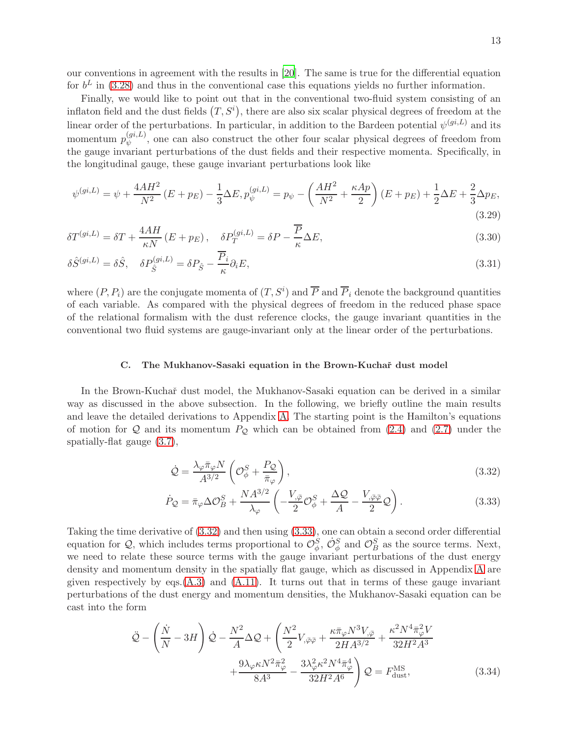our conventions in agreement with the results in [20]. The same is true for the differential equation for $b^L$ in (3.28) and thus in the conventional case this equations yields no further information.

Finally, we would like to point out that in the conventional two-fluid system consisting of an inflaton field and the dust fields $(T, S^i)$, there are also six scalar physical degrees of freedom at the linear order of the perturbations. In particular, in addition to the Bardeen potential $\psi^{(gi,L)}$ and its momentum $p_\psi^{(gi,L)}$, one can also construct the other four scalar physical degrees of freedom from the gauge invariant perturbations of the dust fields and their respective momenta. Specifically, in the longitudinal gauge, these gauge invariant perturbations look like

$$\psi^{(gi,L)} = \psi + \frac{4AH^2}{N^2}(E + p_E) - \frac{1}{3}\Delta E, p_\psi^{(gi,L)} = p_\psi - \left(\frac{AH^2}{N^2} + \frac{\kappa A p}{2}\right)(E + p_E) + \frac{1}{2}\Delta E + \frac{2}{3}\Delta p_E, \tag{3.29}$$

$$\delta T^{(gi,L)} = \delta T + \frac{4AH}{\kappa N}(E + p_E), \quad \delta P_T^{(gi,L)} = \delta P - \frac{\overline{P}}{\kappa}\Delta E, \tag{3.30}$$

$$\delta\hat{S}^{(gi,L)} = \delta\hat{S}, \quad \delta P_{\hat{S}}^{(gi,L)} = \delta P_{\hat{S}} - \frac{\overline{P}_i}{\kappa}\partial_i E, \tag{3.31}$$

where $(P, P_i)$ are the conjugate momenta of $(T, S^i)$ and $\overline{P}$ and $\overline{P}_i$ denote the background quantities of each variable. As compared with the physical degrees of freedom in the reduced phase space of the relational formalism with the dust reference clocks, the gauge invariant quantities in the conventional two fluid systems are gauge-invariant only at the linear order of the perturbations.

### C. The Mukhanov-Sasaki equation in the Brown-Kuchař dust model

In the Brown-Kuchař dust model, the Mukhanov-Sasaki equation can be derived in a similar way as discussed in the above subsection. In the following, we briefly outline the main results and leave the detailed derivations to Appendix A. The starting point is the Hamilton's equations of motion for $\mathcal{Q}$ and its momentum $P_\mathcal{Q}$ which can be obtained from (2.4) and (2.7) under the spatially-flat gauge (3.7),

$$\dot{\mathcal{Q}} = \frac{\lambda_\varphi \bar{\pi}_\varphi N}{A^{3/2}}\left(\mathcal{O}_\phi^S + \frac{P_\mathcal{Q}}{\bar{\pi}_\varphi}\right), \tag{3.32}$$

$$\dot{P}_\mathcal{Q} = \bar{\pi}_\varphi \Delta \mathcal{O}_B^S + \frac{NA^{3/2}}{\lambda_\varphi}\left(-\frac{V_{,\bar{\varphi}}}{2}\mathcal{O}_\phi^S + \frac{\Delta\mathcal{Q}}{A} - \frac{V_{,\bar{\varphi}\bar{\varphi}}}{2}\mathcal{Q}\right). \tag{3.33}$$

Taking the time derivative of (3.32) and then using (3.33), one can obtain a second order differential equation for $\mathcal{Q}$, which includes terms proportional to $\mathcal{O}_\phi^S$, $\dot{\mathcal{O}}_\phi^S$ and $\mathcal{O}_B^S$ as the source terms. Next, we need to relate these source terms with the gauge invariant perturbations of the dust energy density and momentum density in the spatially flat gauge, which as discussed in Appendix A are given respectively by eqs.(A.3) and (A.11). It turns out that in terms of these gauge invariant perturbations of the dust energy and momentum densities, the Mukhanov-Sasaki equation can be cast into the form

$$\begin{aligned}\ddot{\mathcal{Q}} - \left(\frac{\dot{N}}{N} - 3H\right)\dot{\mathcal{Q}} - \frac{N^2}{A}\Delta\mathcal{Q} + \Bigg(&\frac{N^2}{2}V_{,\bar{\varphi}\bar{\varphi}} + \frac{\kappa\bar{\pi}_\varphi N^3 V_{,\bar{\varphi}}}{2HA^{3/2}} + \frac{\kappa^2 N^4 \bar{\pi}_\varphi^2 V}{32H^2A^3} \\ &+ \frac{9\lambda_\varphi \kappa N^2 \bar{\pi}_\varphi^2}{8A^3} - \frac{3\lambda_\varphi^2 \kappa^2 N^4 \bar{\pi}_\varphi^4}{32H^2A^6}\Bigg)\mathcal{Q} = F_{\text{dust}}^{\text{MS}},\end{aligned} \tag{3.34}$$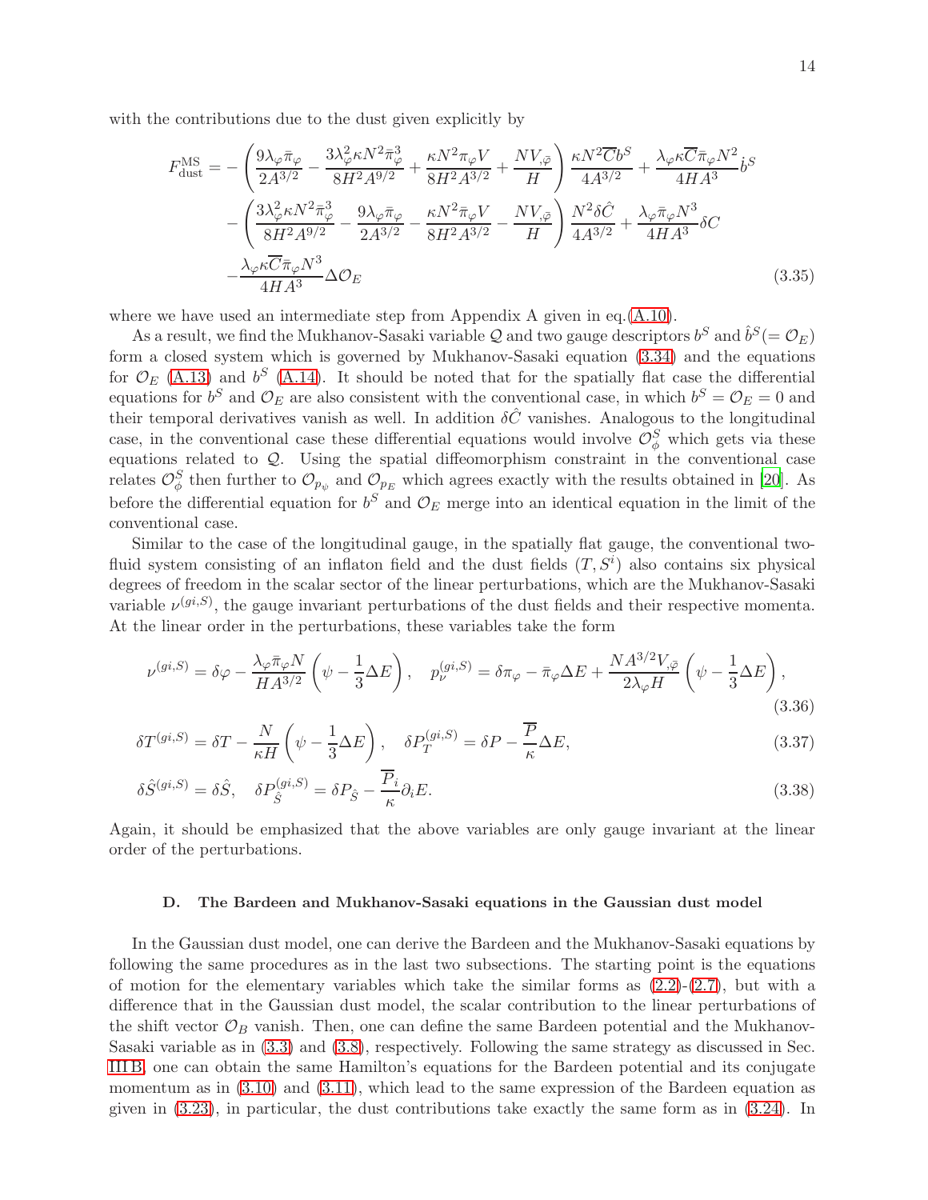with the contributions due to the dust given explicitly by

$$
\begin{aligned}
F^{\rm MS}_{\rm dust} = &-\left(\frac{9\lambda_\varphi \bar{\pi}_\varphi}{2A^{3/2}} - \frac{3\lambda_\varphi^2 \kappa N^2 \bar{\pi}_\varphi^3}{8H^2 A^{9/2}} + \frac{\kappa N^2 \pi_\varphi V}{8H^2 A^{3/2}} + \frac{N V_{,\bar{\varphi}}}{H}\right)\frac{\kappa N^2 \overline{C} b^S}{4A^{3/2}} + \frac{\lambda_\varphi \kappa \overline{C} \bar{\pi}_\varphi N^2}{4HA^3}\dot{b}^S \\
&-\left(\frac{3\lambda_\varphi^2 \kappa N^2 \bar{\pi}_\varphi^3}{8H^2 A^{9/2}} - \frac{9\lambda_\varphi \bar{\pi}_\varphi}{2A^{3/2}} - \frac{\kappa N^2 \bar{\pi}_\varphi V}{8H^2 A^{3/2}} - \frac{N V_{,\bar{\varphi}}}{H}\right)\frac{N^2 \delta \hat{C}}{4A^{3/2}} + \frac{\lambda_\varphi \bar{\pi}_\varphi N^3}{4HA^3}\delta C \\
&-\frac{\lambda_\varphi \kappa \overline{C} \bar{\pi}_\varphi N^3}{4HA^3}\Delta \mathcal{O}_E
\end{aligned}
\tag{3.35}
$$

where we have used an intermediate step from Appendix A given in eq.(A.10).

As a result, we find the Mukhanov-Sasaki variable $\mathcal{Q}$ and two gauge descriptors $b^S$ and $\hat{b}^S (= \mathcal{O}_E)$ form a closed system which is governed by Mukhanov-Sasaki equation (3.34) and the equations for $\mathcal{O}_E$ (A.13) and $b^S$ (A.14). It should be noted that for the spatially flat case the differential equations for $b^S$ and $\mathcal{O}_E$ are also consistent with the conventional case, in which $b^S = \mathcal{O}_E = 0$ and their temporal derivatives vanish as well. In addition $\delta \hat{C}$ vanishes. Analogous to the longitudinal case, in the conventional case these differential equations would involve $\mathcal{O}^S_\phi$ which gets via these equations related to $\mathcal{Q}$. Using the spatial diffeomorphism constraint in the conventional case relates $\mathcal{O}^S_\phi$ then further to $\mathcal{O}_{p_\psi}$ and $\mathcal{O}_{p_E}$ which agrees exactly with the results obtained in [20]. As before the differential equation for $b^S$ and $\mathcal{O}_E$ merge into an identical equation in the limit of the conventional case.

Similar to the case of the longitudinal gauge, in the spatially flat gauge, the conventional two-fluid system consisting of an inflaton field and the dust fields $(T, S^i)$ also contains six physical degrees of freedom in the scalar sector of the linear perturbations, which are the Mukhanov-Sasaki variable $\nu^{(gi,S)}$, the gauge invariant perturbations of the dust fields and their respective momenta. At the linear order in the perturbations, these variables take the form

$$
\nu^{(gi,S)} = \delta\varphi - \frac{\lambda_\varphi \bar{\pi}_\varphi N}{HA^{3/2}}\left(\psi - \frac{1}{3}\Delta E\right), \quad p^{(gi,S)}_\nu = \delta\pi_\varphi - \bar{\pi}_\varphi \Delta E + \frac{NA^{3/2} V_{,\bar{\varphi}}}{2\lambda_\varphi H}\left(\psi - \frac{1}{3}\Delta E\right),
\tag{3.36}
$$

$$
\delta T^{(gi,S)} = \delta T - \frac{N}{\kappa H}\left(\psi - \frac{1}{3}\Delta E\right), \quad \delta P^{(gi,S)}_T = \delta P - \frac{\overline{P}}{\kappa}\Delta E,
\tag{3.37}
$$

$$
\delta \hat{S}^{(gi,S)} = \delta \hat{S}, \quad \delta P^{(gi,S)}_{\hat{S}} = \delta P_{\hat{S}} - \frac{\overline{P}_i}{\kappa}\partial_i E.
\tag{3.38}
$$

Again, it should be emphasized that the above variables are only gauge invariant at the linear order of the perturbations.

### D. The Bardeen and Mukhanov-Sasaki equations in the Gaussian dust model

In the Gaussian dust model, one can derive the Bardeen and the Mukhanov-Sasaki equations by following the same procedures as in the last two subsections. The starting point is the equations of motion for the elementary variables which take the similar forms as (2.2)-(2.7), but with a difference that in the Gaussian dust model, the scalar contribution to the linear perturbations of the shift vector $\mathcal{O}_B$ vanish. Then, one can define the same Bardeen potential and the Mukhanov-Sasaki variable as in (3.3) and (3.8), respectively. Following the same strategy as discussed in Sec. III B, one can obtain the same Hamilton's equations for the Bardeen potential and its conjugate momentum as in (3.10) and (3.11), which lead to the same expression of the Bardeen equation as given in (3.23), in particular, the dust contributions take exactly the same form as in (3.24). In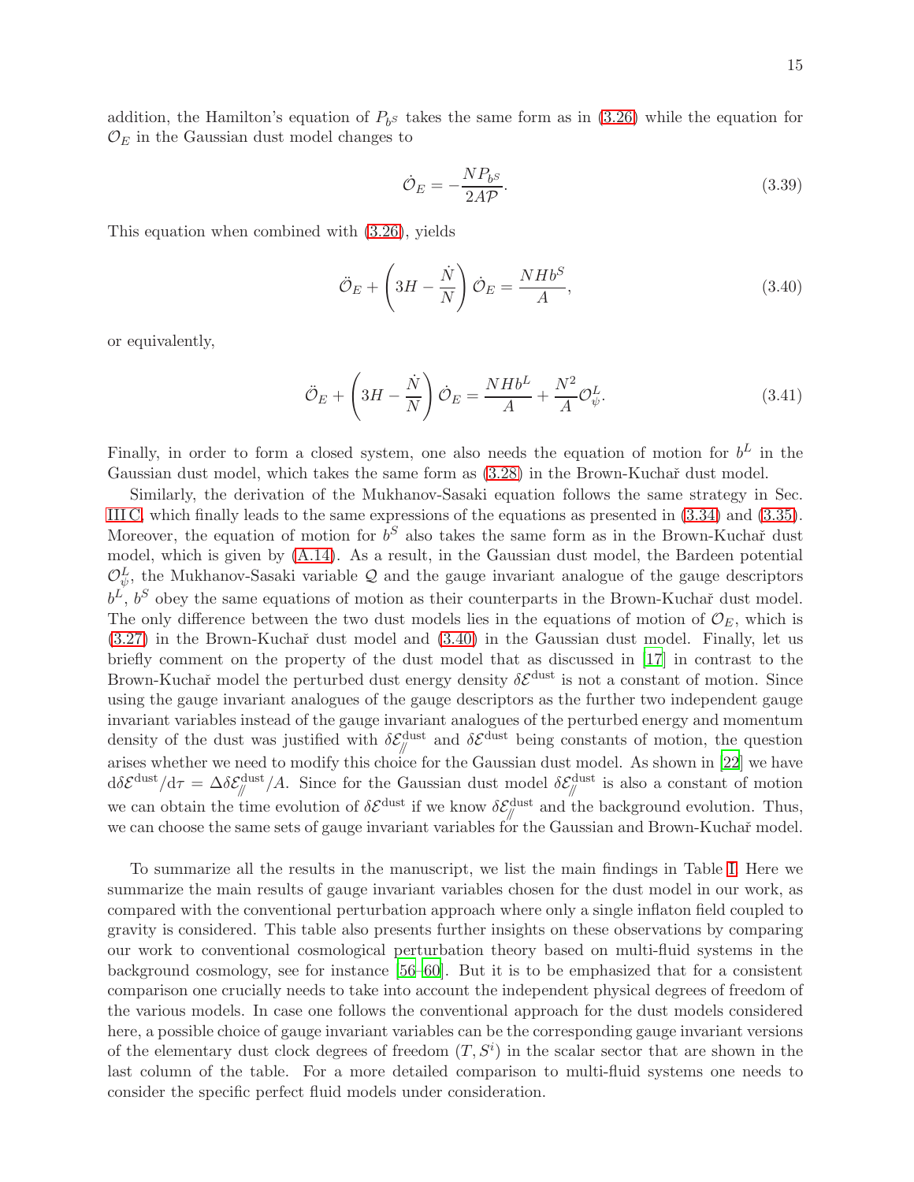addition, the Hamilton's equation of $P_{b^S}$ takes the same form as in (3.26) while the equation for $\mathcal{O}_E$ in the Gaussian dust model changes to

$$\dot{\mathcal{O}}_E = -\frac{NP_{b^S}}{2A\mathcal{P}}. \tag{3.39}$$

This equation when combined with (3.26), yields

$$\ddot{\mathcal{O}}_E + \left(3H - \frac{\dot{N}}{N}\right)\dot{\mathcal{O}}_E = \frac{NHb^S}{A}, \tag{3.40}$$

or equivalently,

$$\ddot{\mathcal{O}}_E + \left(3H - \frac{\dot{N}}{N}\right)\dot{\mathcal{O}}_E = \frac{NHb^L}{A} + \frac{N^2}{A}\mathcal{O}^L_\psi. \tag{3.41}$$

Finally, in order to form a closed system, one also needs the equation of motion for $b^L$ in the Gaussian dust model, which takes the same form as (3.28) in the Brown-Kuchař dust model.

Similarly, the derivation of the Mukhanov-Sasaki equation follows the same strategy in Sec. III C, which finally leads to the same expressions of the equations as presented in (3.34) and (3.35). Moreover, the equation of motion for $b^S$ also takes the same form as in the Brown-Kuchař dust model, which is given by (A.14). As a result, in the Gaussian dust model, the Bardeen potential $\mathcal{O}^L_\psi$, the Mukhanov-Sasaki variable $\mathcal{Q}$ and the gauge invariant analogue of the gauge descriptors $b^L$, $b^S$ obey the same equations of motion as their counterparts in the Brown-Kuchař dust model. The only difference between the two dust models lies in the equations of motion of $\mathcal{O}_E$, which is (3.27) in the Brown-Kuchař dust model and (3.40) in the Gaussian dust model. Finally, let us briefly comment on the property of the dust model that as discussed in [17] in contrast to the Brown-Kuchař model the perturbed dust energy density $\delta\mathcal{E}^{\rm dust}$ is not a constant of motion. Since using the gauge invariant analogues of the gauge descriptors as the further two independent gauge invariant variables instead of the gauge invariant analogues of the perturbed energy and momentum density of the dust was justified with $\delta\mathcal{E}^{\rm dust}_{/\!/}$ and $\delta\mathcal{E}^{\rm dust}$ being constants of motion, the question arises whether we need to modify this choice for the Gaussian dust model. As shown in [22] we have $\mathrm{d}\delta\mathcal{E}^{\rm dust}/\mathrm{d}\tau = \Delta\delta\mathcal{E}^{\rm dust}_{/\!/}/A$. Since for the Gaussian dust model $\delta\mathcal{E}^{\rm dust}_{/\!/}$ is also a constant of motion we can obtain the time evolution of $\delta\mathcal{E}^{\rm dust}$ if we know $\delta\mathcal{E}^{\rm dust}_{/\!/}$ and the background evolution. Thus, we can choose the same sets of gauge invariant variables for the Gaussian and Brown-Kuchař model.

To summarize all the results in the manuscript, we list the main findings in Table I. Here we summarize the main results of gauge invariant variables chosen for the dust model in our work, as compared with the conventional perturbation approach where only a single inflaton field coupled to gravity is considered. This table also presents further insights on these observations by comparing our work to conventional cosmological perturbation theory based on multi-fluid systems in the background cosmology, see for instance [56–60]. But it is to be emphasized that for a consistent comparison one crucially needs to take into account the independent physical degrees of freedom of the various models. In case one follows the conventional approach for the dust models considered here, a possible choice of gauge invariant variables can be the corresponding gauge invariant versions of the elementary dust clock degrees of freedom $(T, S^i)$ in the scalar sector that are shown in the last column of the table. For a more detailed comparison to multi-fluid systems one needs to consider the specific perfect fluid models under consideration.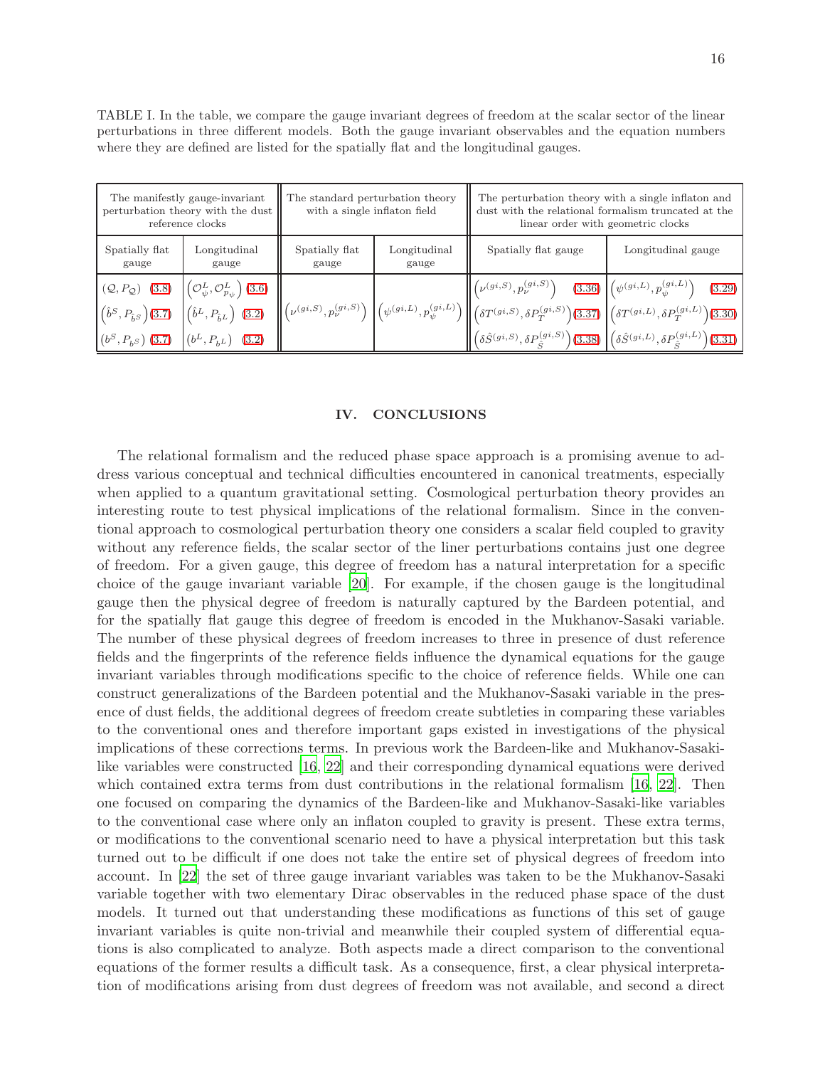TABLE I. In the table, we compare the gauge invariant degrees of freedom at the scalar sector of the linear perturbations in three different models. Both the gauge invariant observables and the equation numbers where they are defined are listed for the spatially flat and the longitudinal gauges.

| The manifestly gauge-invariant perturbation theory with the dust reference clocks | | The standard perturbation theory with a single inflaton field | | The perturbation theory with a single inflaton and dust with the relational formalism truncated at the linear order with geometric clocks | |
|---|---|---|---|---|---|
| Spatially flat gauge | Longitudinal gauge | Spatially flat gauge | Longitudinal gauge | Spatially flat gauge | Longitudinal gauge |
| $(\mathcal{Q}, P_{\mathcal{Q}})$ (3.8) | $\left(\mathcal{O}^L_{\psi}, \mathcal{O}^L_{p_\psi}\right)$ (3.6) | | | $\left(\nu^{(gi,S)}, p_{\nu}^{(gi,S)}\right)$ (3.36) | $\left(\psi^{(gi,L)}, p_{\psi}^{(gi,L)}\right)$ (3.29) |
| $\left(\hat{b}^S, P_{\hat{b}^S}\right)$ (3.7) | $\left(\hat{b}^L, P_{\hat{b}^L}\right)$ (3.2) | $\left(\nu^{(gi,S)}, p_{\nu}^{(gi,S)}\right)$ | $\left(\psi^{(gi,L)}, p_{\psi}^{(gi,L)}\right)$ | $\left(\delta T^{(gi,S)}, \delta P_T^{(gi,S)}\right)$ (3.37) | $\left(\delta T^{(gi,L)}, \delta P_T^{(gi,L)}\right)$ (3.30) |
| $(b^S, P_{b^S})$ (3.7) | $(b^L, P_{b^L})$ (3.2) | | | $\left(\delta \hat{S}^{(gi,S)}, \delta P_{\hat{S}}^{(gi,S)}\right)$ (3.38) | $\left(\delta \hat{S}^{(gi,L)}, \delta P_{\hat{S}}^{(gi,L)}\right)$ (3.31) |

## IV. CONCLUSIONS

The relational formalism and the reduced phase space approach is a promising avenue to adress various conceptual and technical difficulties encountered in canonical treatments, especially when applied to a quantum gravitational setting. Cosmological perturbation theory provides an interesting route to test physical implications of the relational formalism. Since in the conventional approach to cosmological perturbation theory one considers a scalar field coupled to gravity without any reference fields, the scalar sector of the liner perturbations contains just one degree of freedom. For a given gauge, this degree of freedom has a natural interpretation for a specific choice of the gauge invariant variable [20]. For example, if the chosen gauge is the longitudinal gauge then the physical degree of freedom is naturally captured by the Bardeen potential, and for the spatially flat gauge this degree of freedom is encoded in the Mukhanov-Sasaki variable. The number of these physical degrees of freedom increases to three in presence of dust reference fields and the fingerprints of the reference fields influence the dynamical equations for the gauge invariant variables through modifications specific to the choice of reference fields. While one can construct generalizations of the Bardeen potential and the Mukhanov-Sasaki variable in the presence of dust fields, the additional degrees of freedom create subtleties in comparing these variables to the conventional ones and therefore important gaps existed in investigations of the physical implications of these corrections terms. In previous work the Bardeen-like and Mukhanov-Sasaki-like variables were constructed [16, 22] and their corresponding dynamical equations were derived which contained extra terms from dust contributions in the relational formalism [16, 22]. Then one focused on comparing the dynamics of the Bardeen-like and Mukhanov-Sasaki-like variables to the conventional case where only an inflaton coupled to gravity is present. These extra terms, or modifications to the conventional scenario need to have a physical interpretation but this task turned out to be difficult if one does not take the entire set of physical degrees of freedom into account. In [22] the set of three gauge invariant variables was taken to be the Mukhanov-Sasaki variable together with two elementary Dirac observables in the reduced phase space of the dust models. It turned out that understanding these modifications as functions of this set of gauge invariant variables is quite non-trivial and meanwhile their coupled system of differential equations is also complicated to analyze. Both aspects made a direct comparison to the conventional equations of the former results a difficult task. As a consequence, first, a clear physical interpretation of modifications arising from dust degrees of freedom was not available, and second a direct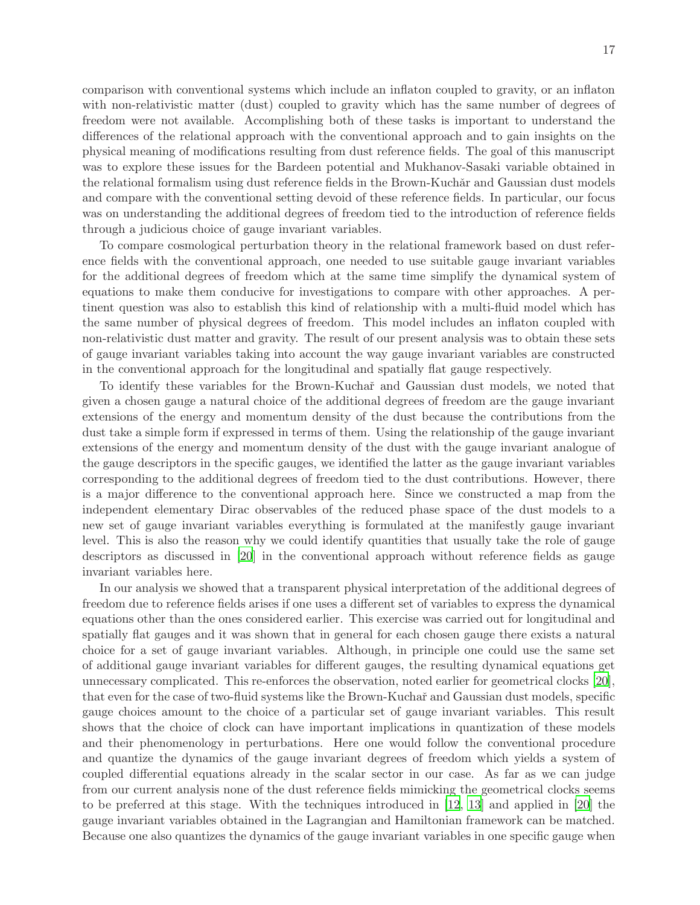comparison with conventional systems which include an inflaton coupled to gravity, or an inflaton with non-relativistic matter (dust) coupled to gravity which has the same number of degrees of freedom were not available. Accomplishing both of these tasks is important to understand the differences of the relational approach with the conventional approach and to gain insights on the physical meaning of modifications resulting from dust reference fields. The goal of this manuscript was to explore these issues for the Bardeen potential and Mukhanov-Sasaki variable obtained in the relational formalism using dust reference fields in the Brown-Kuchǎr and Gaussian dust models and compare with the conventional setting devoid of these reference fields. In particular, our focus was on understanding the additional degrees of freedom tied to the introduction of reference fields through a judicious choice of gauge invariant variables.

To compare cosmological perturbation theory in the relational framework based on dust reference fields with the conventional approach, one needed to use suitable gauge invariant variables for the additional degrees of freedom which at the same time simplify the dynamical system of equations to make them conducive for investigations to compare with other approaches. A pertinent question was also to establish this kind of relationship with a multi-fluid model which has the same number of physical degrees of freedom. This model includes an inflaton coupled with non-relativistic dust matter and gravity. The result of our present analysis was to obtain these sets of gauge invariant variables taking into account the way gauge invariant variables are constructed in the conventional approach for the longitudinal and spatially flat gauge respectively.

To identify these variables for the Brown-Kuchař and Gaussian dust models, we noted that given a chosen gauge a natural choice of the additional degrees of freedom are the gauge invariant extensions of the energy and momentum density of the dust because the contributions from the dust take a simple form if expressed in terms of them. Using the relationship of the gauge invariant extensions of the energy and momentum density of the dust with the gauge invariant analogue of the gauge descriptors in the specific gauges, we identified the latter as the gauge invariant variables corresponding to the additional degrees of freedom tied to the dust contributions. However, there is a major difference to the conventional approach here. Since we constructed a map from the independent elementary Dirac observables of the reduced phase space of the dust models to a new set of gauge invariant variables everything is formulated at the manifestly gauge invariant level. This is also the reason why we could identify quantities that usually take the role of gauge descriptors as discussed in [20] in the conventional approach without reference fields as gauge invariant variables here.

In our analysis we showed that a transparent physical interpretation of the additional degrees of freedom due to reference fields arises if one uses a different set of variables to express the dynamical equations other than the ones considered earlier. This exercise was carried out for longitudinal and spatially flat gauges and it was shown that in general for each chosen gauge there exists a natural choice for a set of gauge invariant variables. Although, in principle one could use the same set of additional gauge invariant variables for different gauges, the resulting dynamical equations get unnecessary complicated. This re-enforces the observation, noted earlier for geometrical clocks [20], that even for the case of two-fluid systems like the Brown-Kuchař and Gaussian dust models, specific gauge choices amount to the choice of a particular set of gauge invariant variables. This result shows that the choice of clock can have important implications in quantization of these models and their phenomenology in perturbations. Here one would follow the conventional procedure and quantize the dynamics of the gauge invariant degrees of freedom which yields a system of coupled differential equations already in the scalar sector in our case. As far as we can judge from our current analysis none of the dust reference fields mimicking the geometrical clocks seems to be preferred at this stage. With the techniques introduced in [12, 13] and applied in [20] the gauge invariant variables obtained in the Lagrangian and Hamiltonian framework can be matched. Because one also quantizes the dynamics of the gauge invariant variables in one specific gauge when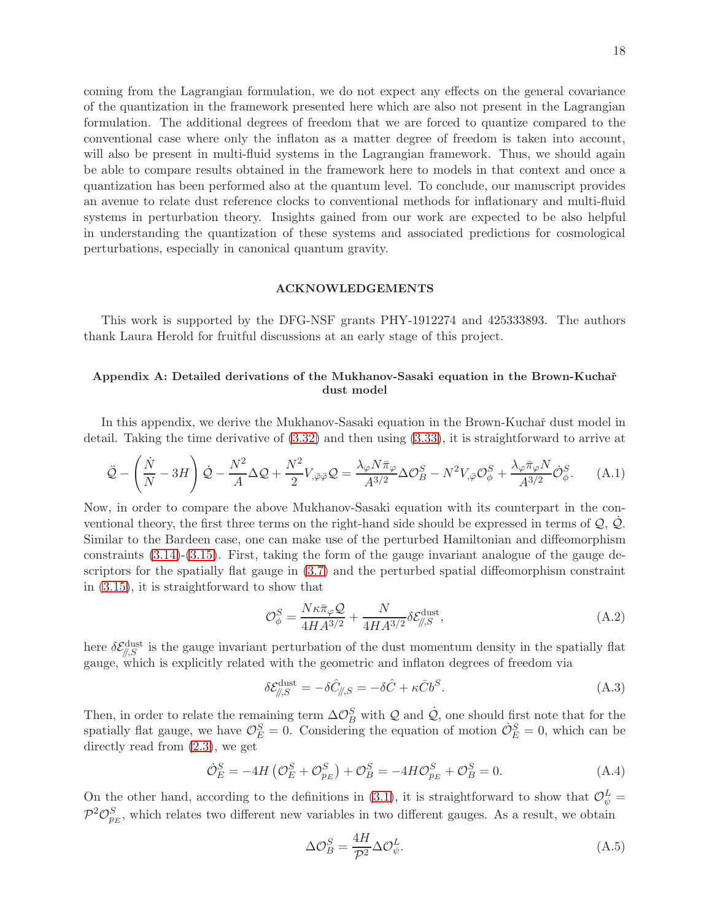coming from the Lagrangian formulation, we do not expect any effects on the general covariance of the quantization in the framework presented here which are also not present in the Lagrangian formulation. The additional degrees of freedom that we are forced to quantize compared to the conventional case where only the inflaton as a matter degree of freedom is taken into account, will also be present in multi-fluid systems in the Lagrangian framework. Thus, we should again be able to compare results obtained in the framework here to models in that context and once a quantization has been performed also at the quantum level. To conclude, our manuscript provides an avenue to relate dust reference clocks to conventional methods for inflationary and multi-fluid systems in perturbation theory. Insights gained from our work are expected to be also helpful in understanding the quantization of these systems and associated predictions for cosmological perturbations, especially in canonical quantum gravity.

## ACKNOWLEDGEMENTS

This work is supported by the DFG-NSF grants PHY-1912274 and 425333893. The authors thank Laura Herold for fruitful discussions at an early stage of this project.

## Appendix A: Detailed derivations of the Mukhanov-Sasaki equation in the Brown-Kuchař dust model

In this appendix, we derive the Mukhanov-Sasaki equation in the Brown-Kuchař dust model in detail. Taking the time derivative of (3.32) and then using (3.33), it is straightforward to arrive at

$$\ddot{\mathcal{Q}} - \left(\frac{\dot{N}}{N} - 3H\right)\dot{\mathcal{Q}} - \frac{N^2}{A}\Delta\mathcal{Q} + \frac{N^2}{2}V_{,\bar{\varphi}\bar{\varphi}}\mathcal{Q} = \frac{\lambda_\varphi N\bar{\pi}_\varphi}{A^{3/2}}\Delta\mathcal{O}^S_B - N^2 V_{,\bar{\varphi}}\mathcal{O}^S_\phi + \frac{\lambda_\varphi\bar{\pi}_\varphi N}{A^{3/2}}\dot{\mathcal{O}}^S_\phi. \tag{A.1}$$

Now, in order to compare the above Mukhanov-Sasaki equation with its counterpart in the conventional theory, the first three terms on the right-hand side should be expressed in terms of $\mathcal{Q}$, $\dot{\mathcal{Q}}$. Similar to the Bardeen case, one can make use of the perturbed Hamiltonian and diffeomorphism constraints (3.14)-(3.15). First, taking the form of the gauge invariant analogue of the gauge descriptors for the spatially flat gauge in (3.7) and the perturbed spatial diffeomorphism constraint in (3.15), it is straightforward to show that

$$\mathcal{O}^S_\phi = \frac{N\kappa\bar{\pi}_\varphi\mathcal{Q}}{4HA^{3/2}} + \frac{N}{4HA^{3/2}}\delta\mathcal{E}^{\rm dust}_{/\!/,S}, \tag{A.2}$$

here $\delta\mathcal{E}^{\rm dust}_{/\!/,S}$ is the gauge invariant perturbation of the dust momentum density in the spatially flat gauge, which is explicitly related with the geometric and inflaton degrees of freedom via

$$\delta\mathcal{E}^{\rm dust}_{/\!/,S} = -\delta\hat{C}_{/\!/,S} = -\delta\hat{C} + \kappa\bar{C}b^S. \tag{A.3}$$

Then, in order to relate the remaining term $\Delta\mathcal{O}^S_B$ with $\mathcal{Q}$ and $\dot{\mathcal{Q}}$, one should first note that for the spatially flat gauge, we have $\mathcal{O}^S_E = 0$. Considering the equation of motion $\dot{\mathcal{O}}^S_E = 0$, which can be directly read from (2.3), we get

$$\dot{\mathcal{O}}^S_E = -4H\left(\mathcal{O}^S_E + \mathcal{O}^S_{p_E}\right) + \mathcal{O}^S_B = -4H\mathcal{O}^S_{p_E} + \mathcal{O}^S_B = 0. \tag{A.4}$$

On the other hand, according to the definitions in (3.1), it is straightforward to show that $\mathcal{O}^L_\psi = \mathcal{P}^2\mathcal{O}^S_{p_E}$, which relates two different new variables in two different gauges. As a result, we obtain

$$\Delta\mathcal{O}^S_B = \frac{4H}{\mathcal{P}^2}\Delta\mathcal{O}^L_\psi. \tag{A.5}$$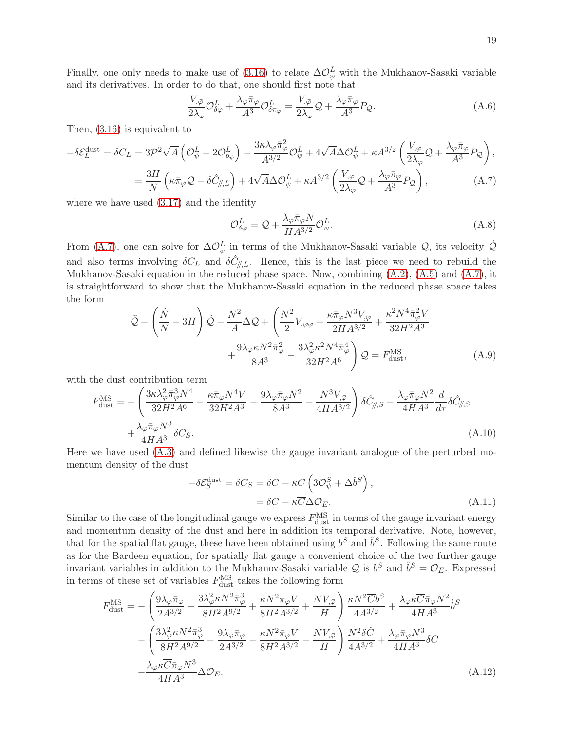Finally, one only needs to make use of (3.16) to relate $\Delta\mathcal{O}^L_\psi$ with the Mukhanov-Sasaki variable and its derivatives. In order to do that, one should first note that

$$\frac{V_{,\bar{\varphi}}}{2\lambda_\varphi}\mathcal{O}^L_{\delta\varphi} + \frac{\lambda_\varphi\bar{\pi}_\varphi}{A^3}\mathcal{O}^L_{\delta\pi_\varphi} = \frac{V_{,\bar{\varphi}}}{2\lambda_\varphi}\mathcal{Q} + \frac{\lambda_\varphi\bar{\pi}_\varphi}{A^3}P_{\mathcal{Q}}. \tag{A.6}$$

Then, (3.16) is equivalent to

$$\begin{aligned}
-\delta\mathcal{E}^{\rm dust}_L = \delta C_L &= 3\mathcal{P}^2\sqrt{A}\left(\mathcal{O}^L_\psi - 2\mathcal{O}^L_{p_\psi}\right) - \frac{3\kappa\lambda_\varphi\bar{\pi}^2_\varphi}{A^{3/2}}\mathcal{O}^L_\psi + 4\sqrt{A}\Delta\mathcal{O}^L_\psi + \kappa A^{3/2}\left(\frac{V_{,\bar{\varphi}}}{2\lambda_\varphi}\mathcal{Q} + \frac{\lambda_\varphi\bar{\pi}_\varphi}{A^3}P_{\mathcal{Q}}\right),\\
&= \frac{3H}{N}\left(\kappa\bar{\pi}_\varphi\mathcal{Q} - \delta\hat{C}_{/\!/,L}\right) + 4\sqrt{A}\Delta\mathcal{O}^L_\psi + \kappa A^{3/2}\left(\frac{V_{,\varphi}}{2\lambda_\varphi}\mathcal{Q} + \frac{\lambda_\varphi\bar{\pi}_\varphi}{A^3}P_{\mathcal{Q}}\right),
\end{aligned} \tag{A.7}$$

where we have used (3.17) and the identity

$$\mathcal{O}^L_{\delta\varphi} = \mathcal{Q} + \frac{\lambda_\varphi\bar{\pi}_\varphi N}{HA^{3/2}}\mathcal{O}^L_\psi. \tag{A.8}$$

From (A.7), one can solve for $\Delta\mathcal{O}^L_\psi$ in terms of the Mukhanov-Sasaki variable $\mathcal{Q}$, its velocity $\dot{\mathcal{Q}}$ and also terms involving $\delta C_L$ and $\delta\hat{C}_{/\!/,L}$. Hence, this is the last piece we need to rebuild the Mukhanov-Sasaki equation in the reduced phase space. Now, combining (A.2), (A.5) and (A.7), it is straightforward to show that the Mukhanov-Sasaki equation in the reduced phase space takes the form

$$\begin{aligned}
\ddot{\mathcal{Q}} - \left(\frac{\dot{N}}{N} - 3H\right)\dot{\mathcal{Q}} - \frac{N^2}{A}\Delta\mathcal{Q} + \Bigg(&\frac{N^2}{2}V_{,\bar{\varphi}\bar{\varphi}} + \frac{\kappa\bar{\pi}_\varphi N^3 V_{,\bar{\varphi}}}{2HA^{3/2}} + \frac{\kappa^2 N^4\bar{\pi}^2_\varphi V}{32H^2A^3}\\
&+\frac{9\lambda_\varphi\kappa N^2\bar{\pi}^2_\varphi}{8A^3} - \frac{3\lambda^2_\varphi\kappa^2 N^4\bar{\pi}^4_\varphi}{32H^2A^6}\Bigg)\mathcal{Q} = F^{\rm MS}_{\rm dust},
\end{aligned} \tag{A.9}$$

with the dust contribution term

$$\begin{aligned}
F^{\rm MS}_{\rm dust} = &-\left(\frac{3\kappa\lambda^2_\varphi\bar{\pi}^3_\varphi N^4}{32H^2A^6} - \frac{\kappa\bar{\pi}_\varphi N^4 V}{32H^2A^3} - \frac{9\lambda_\varphi\bar{\pi}_\varphi N^2}{8A^3} - \frac{N^3 V_{,\bar{\varphi}}}{4HA^{3/2}}\right)\delta\hat{C}_{/\!/,S} - \frac{\lambda_\varphi\bar{\pi}_\varphi N^2}{4HA^3}\frac{d}{d\tau}\delta\hat{C}_{/\!/,S}\\
&+\frac{\lambda_\varphi\bar{\pi}_\varphi N^3}{4HA^3}\delta C_S.
\end{aligned} \tag{A.10}$$

Here we have used (A.3) and defined likewise the gauge invariant analogue of the perturbed momentum density of the dust

$$\begin{aligned}
-\delta\mathcal{E}^{\rm dust}_S = \delta C_S &= \delta C - \kappa\overline{C}\left(3\mathcal{O}^S_\psi + \Delta\hat{b}^S\right),\\
&= \delta C - \kappa\overline{C}\Delta\mathcal{O}_E.
\end{aligned} \tag{A.11}$$

Similar to the case of the longitudinal gauge we express $F^{\rm MS}_{\rm dust}$ in terms of the gauge invariant energy and momentum density of the dust and here in addition its temporal derivative. Note, however, that for the spatial flat gauge, these have been obtained using $b^S$ and $\hat{b}^S$. Following the same route as for the Bardeen equation, for spatially flat gauge a convenient choice of the two further gauge invariant variables in addition to the Mukhanov-Sasaki variable $\mathcal{Q}$ is $b^S$ and $\hat{b}^S = \mathcal{O}_E$. Expressed in terms of these set of variables $F^{\rm MS}_{\rm dust}$ takes the following form

$$\begin{aligned}
F^{\rm MS}_{\rm dust} = &-\left(\frac{9\lambda_\varphi\bar{\pi}_\varphi}{2A^{3/2}} - \frac{3\lambda^2_\varphi\kappa N^2\bar{\pi}^3_\varphi}{8H^2A^{9/2}} + \frac{\kappa N^2\pi_\varphi V}{8H^2A^{3/2}} + \frac{NV_{,\bar{\varphi}}}{H}\right)\frac{\kappa N^2\overline{C}b^S}{4A^{3/2}} + \frac{\lambda_\varphi\kappa\overline{C}\bar{\pi}_\varphi N^2}{4HA^3}\dot{b}^S\\
&-\left(\frac{3\lambda^2_\varphi\kappa N^2\bar{\pi}^3_\varphi}{8H^2A^{9/2}} - \frac{9\lambda_\varphi\bar{\pi}_\varphi}{2A^{3/2}} - \frac{\kappa N^2\bar{\pi}_\varphi V}{8H^2A^{3/2}} - \frac{NV_{,\bar{\varphi}}}{H}\right)\frac{N^2\delta\hat{C}}{4A^{3/2}} + \frac{\lambda_\varphi\bar{\pi}_\varphi N^3}{4HA^3}\delta C\\
&-\frac{\lambda_\varphi\kappa\overline{C}\bar{\pi}_\varphi N^3}{4HA^3}\Delta\mathcal{O}_E.
\end{aligned} \tag{A.12}$$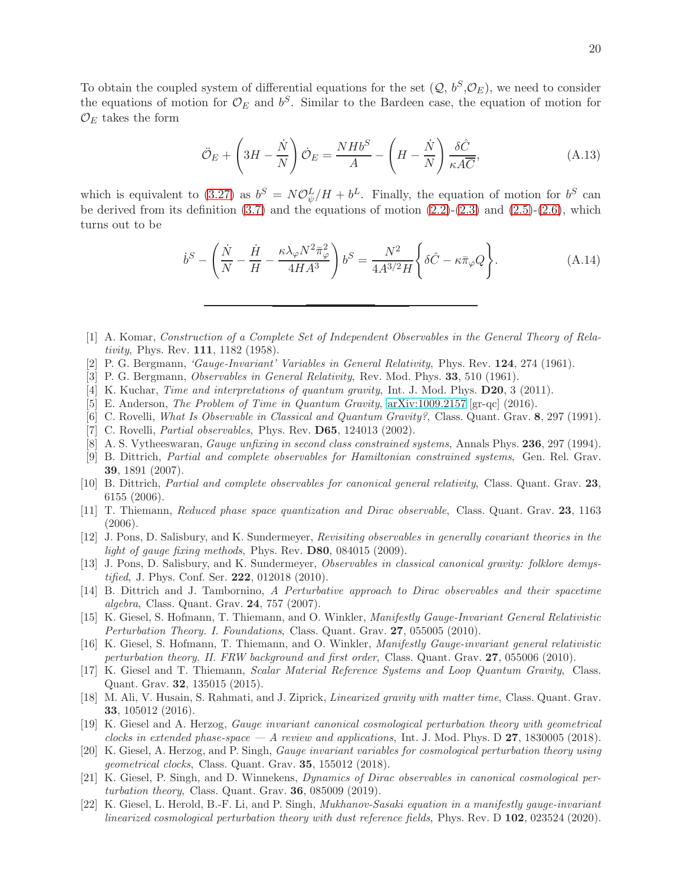To obtain the coupled system of differential equations for the set ($\mathcal{Q}$, $b^S$,$\mathcal{O}_E$), we need to consider the equations of motion for $\mathcal{O}_E$ and $b^S$. Similar to the Bardeen case, the equation of motion for $\mathcal{O}_E$ takes the form

$$\ddot{\mathcal{O}}_E + \left(3H - \frac{\dot{N}}{N}\right)\dot{\mathcal{O}}_E = \frac{NHb^S}{A} - \left(H - \frac{\dot{N}}{N}\right)\frac{\delta\hat{C}}{\kappa A\overline{C}}, \tag{A.13}$$

which is equivalent to (3.27) as $b^S = N\mathcal{O}^L_\psi/H + b^L$. Finally, the equation of motion for $b^S$ can be derived from its definition (3.7) and the equations of motion (2.2)-(2.3) and (2.5)-(2.6), which turns out to be

$$\dot{b}^S - \left(\frac{\dot{N}}{N} - \frac{\dot{H}}{H} - \frac{\kappa\lambda_\varphi N^2\bar{\pi}_\varphi^2}{4HA^3}\right)b^S = \frac{N^2}{4A^{3/2}H}\left\{\delta\hat{C} - \kappa\bar{\pi}_\varphi Q\right\}. \tag{A.14}$$

---

[1] A. Komar, *Construction of a Complete Set of Independent Observables in the General Theory of Relativity*, Phys. Rev. **111**, 1182 (1958).

[2] P. G. Bergmann, *'Gauge-Invariant' Variables in General Relativity*, Phys. Rev. **124**, 274 (1961).

[3] P. G. Bergmann, *Observables in General Relativity*, Rev. Mod. Phys. **33**, 510 (1961).

[4] K. Kuchar, *Time and interpretations of quantum gravity*, Int. J. Mod. Phys. **D20**, 3 (2011).

[5] E. Anderson, *The Problem of Time in Quantum Gravity*, arXiv:1009.2157 [gr-qc] (2016).

[6] C. Rovelli, *What Is Observable in Classical and Quantum Gravity?*, Class. Quant. Grav. **8**, 297 (1991).

[7] C. Rovelli, *Partial observables*, Phys. Rev. **D65**, 124013 (2002).

[8] A. S. Vytheeswaran, *Gauge unfixing in second class constrained systems*, Annals Phys. **236**, 297 (1994).

[9] B. Dittrich, *Partial and complete observables for Hamiltonian constrained systems*, Gen. Rel. Grav. **39**, 1891 (2007).

[10] B. Dittrich, *Partial and complete observables for canonical general relativity*, Class. Quant. Grav. **23**, 6155 (2006).

[11] T. Thiemann, *Reduced phase space quantization and Dirac observable*, Class. Quant. Grav. **23**, 1163 (2006).

[12] J. Pons, D. Salisbury, and K. Sundermeyer, *Revisiting observables in generally covariant theories in the light of gauge fixing methods*, Phys. Rev. **D80**, 084015 (2009).

[13] J. Pons, D. Salisbury, and K. Sundermeyer, *Observables in classical canonical gravity: folklore demystified*, J. Phys. Conf. Ser. **222**, 012018 (2010).

[14] B. Dittrich and J. Tambornino, *A Perturbative approach to Dirac observables and their spacetime algebra*, Class. Quant. Grav. **24**, 757 (2007).

[15] K. Giesel, S. Hofmann, T. Thiemann, and O. Winkler, *Manifestly Gauge-Invariant General Relativistic Perturbation Theory. I. Foundations*, Class. Quant. Grav. **27**, 055005 (2010).

[16] K. Giesel, S. Hofmann, T. Thiemann, and O. Winkler, *Manifestly Gauge-invariant general relativistic perturbation theory. II. FRW background and first order*, Class. Quant. Grav. **27**, 055006 (2010).

[17] K. Giesel and T. Thiemann, *Scalar Material Reference Systems and Loop Quantum Gravity*, Class. Quant. Grav. **32**, 135015 (2015).

[18] M. Ali, V. Husain, S. Rahmati, and J. Ziprick, *Linearized gravity with matter time*, Class. Quant. Grav. **33**, 105012 (2016).

[19] K. Giesel and A. Herzog, *Gauge invariant canonical cosmological perturbation theory with geometrical clocks in extended phase-space — A review and applications*, Int. J. Mod. Phys. D **27**, 1830005 (2018).

[20] K. Giesel, A. Herzog, and P. Singh, *Gauge invariant variables for cosmological perturbation theory using geometrical clocks*, Class. Quant. Grav. **35**, 155012 (2018).

[21] K. Giesel, P. Singh, and D. Winnekens, *Dynamics of Dirac observables in canonical cosmological perturbation theory*, Class. Quant. Grav. **36**, 085009 (2019).

[22] K. Giesel, L. Herold, B.-F. Li, and P. Singh, *Mukhanov-Sasaki equation in a manifestly gauge-invariant linearized cosmological perturbation theory with dust reference fields*, Phys. Rev. D **102**, 023524 (2020).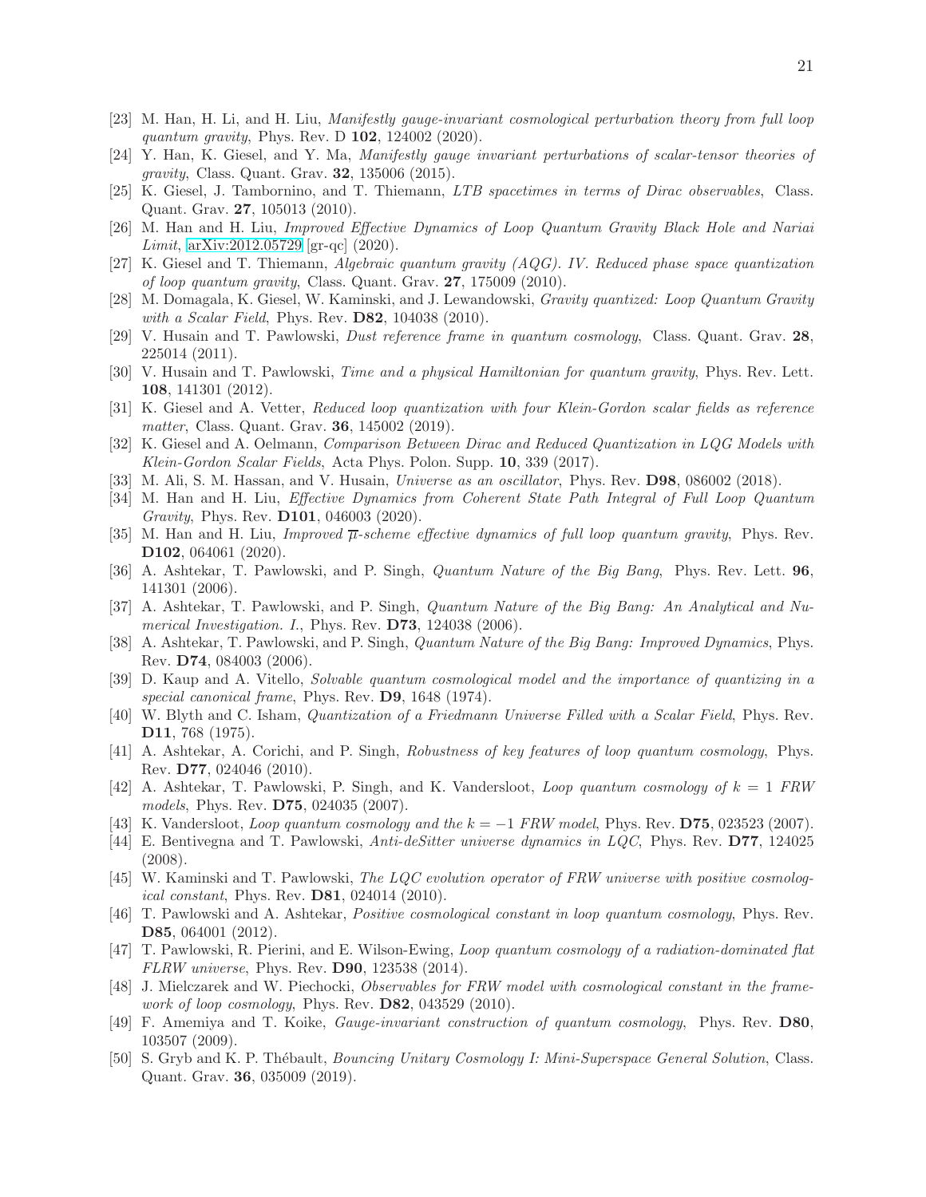[23] M. Han, H. Li, and H. Liu, *Manifestly gauge-invariant cosmological perturbation theory from full loop quantum gravity*, Phys. Rev. D **102**, 124002 (2020).

[24] Y. Han, K. Giesel, and Y. Ma, *Manifestly gauge invariant perturbations of scalar-tensor theories of gravity*, Class. Quant. Grav. **32**, 135006 (2015).

[25] K. Giesel, J. Tambornino, and T. Thiemann, *LTB spacetimes in terms of Dirac observables*, Class. Quant. Grav. **27**, 105013 (2010).

[26] M. Han and H. Liu, *Improved Effective Dynamics of Loop Quantum Gravity Black Hole and Nariai Limit*, arXiv:2012.05729 [gr-qc] (2020).

[27] K. Giesel and T. Thiemann, *Algebraic quantum gravity (AQG). IV. Reduced phase space quantization of loop quantum gravity*, Class. Quant. Grav. **27**, 175009 (2010).

[28] M. Domagala, K. Giesel, W. Kaminski, and J. Lewandowski, *Gravity quantized: Loop Quantum Gravity with a Scalar Field*, Phys. Rev. **D82**, 104038 (2010).

[29] V. Husain and T. Pawlowski, *Dust reference frame in quantum cosmology*, Class. Quant. Grav. **28**, 225014 (2011).

[30] V. Husain and T. Pawlowski, *Time and a physical Hamiltonian for quantum gravity*, Phys. Rev. Lett. **108**, 141301 (2012).

[31] K. Giesel and A. Vetter, *Reduced loop quantization with four Klein-Gordon scalar fields as reference matter*, Class. Quant. Grav. **36**, 145002 (2019).

[32] K. Giesel and A. Oelmann, *Comparison Between Dirac and Reduced Quantization in LQG Models with Klein-Gordon Scalar Fields*, Acta Phys. Polon. Supp. **10**, 339 (2017).

[33] M. Ali, S. M. Hassan, and V. Husain, *Universe as an oscillator*, Phys. Rev. **D98**, 086002 (2018).

[34] M. Han and H. Liu, *Effective Dynamics from Coherent State Path Integral of Full Loop Quantum Gravity*, Phys. Rev. **D101**, 046003 (2020).

[35] M. Han and H. Liu, *Improved $\overline{\mu}$-scheme effective dynamics of full loop quantum gravity*, Phys. Rev. **D102**, 064061 (2020).

[36] A. Ashtekar, T. Pawlowski, and P. Singh, *Quantum Nature of the Big Bang*, Phys. Rev. Lett. **96**, 141301 (2006).

[37] A. Ashtekar, T. Pawlowski, and P. Singh, *Quantum Nature of the Big Bang: An Analytical and Numerical Investigation. I.*, Phys. Rev. **D73**, 124038 (2006).

[38] A. Ashtekar, T. Pawlowski, and P. Singh, *Quantum Nature of the Big Bang: Improved Dynamics*, Phys. Rev. **D74**, 084003 (2006).

[39] D. Kaup and A. Vitello, *Solvable quantum cosmological model and the importance of quantizing in a special canonical frame*, Phys. Rev. **D9**, 1648 (1974).

[40] W. Blyth and C. Isham, *Quantization of a Friedmann Universe Filled with a Scalar Field*, Phys. Rev. **D11**, 768 (1975).

[41] A. Ashtekar, A. Corichi, and P. Singh, *Robustness of key features of loop quantum cosmology*, Phys. Rev. **D77**, 024046 (2010).

[42] A. Ashtekar, T. Pawlowski, P. Singh, and K. Vandersloot, *Loop quantum cosmology of $k = 1$ FRW models*, Phys. Rev. **D75**, 024035 (2007).

[43] K. Vandersloot, *Loop quantum cosmology and the $k = -1$ FRW model*, Phys. Rev. **D75**, 023523 (2007).

[44] E. Bentivegna and T. Pawlowski, *Anti-deSitter universe dynamics in LQC*, Phys. Rev. **D77**, 124025 (2008).

[45] W. Kaminski and T. Pawlowski, *The LQC evolution operator of FRW universe with positive cosmological constant*, Phys. Rev. **D81**, 024014 (2010).

[46] T. Pawlowski and A. Ashtekar, *Positive cosmological constant in loop quantum cosmology*, Phys. Rev. **D85**, 064001 (2012).

[47] T. Pawlowski, R. Pierini, and E. Wilson-Ewing, *Loop quantum cosmology of a radiation-dominated flat FLRW universe*, Phys. Rev. **D90**, 123538 (2014).

[48] J. Mielczarek and W. Piechocki, *Observables for FRW model with cosmological constant in the framework of loop cosmology*, Phys. Rev. **D82**, 043529 (2010).

[49] F. Amemiya and T. Koike, *Gauge-invariant construction of quantum cosmology*, Phys. Rev. **D80**, 103507 (2009).

[50] S. Gryb and K. P. Thébault, *Bouncing Unitary Cosmology I: Mini-Superspace General Solution*, Class. Quant. Grav. **36**, 035009 (2019).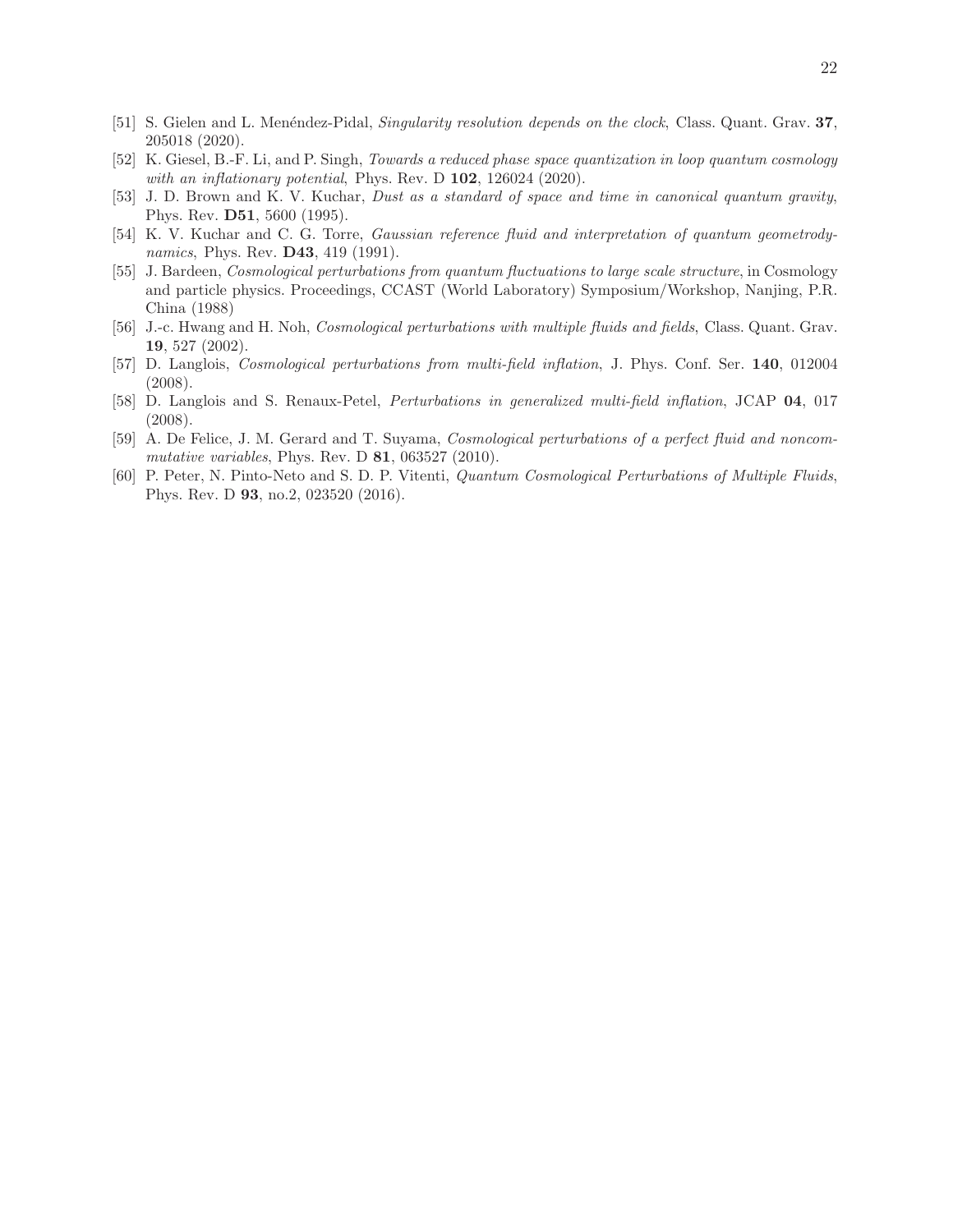[51] S. Gielen and L. Menéndez-Pidal, *Singularity resolution depends on the clock*, Class. Quant. Grav. **37**, 205018 (2020).

[52] K. Giesel, B.-F. Li, and P. Singh, *Towards a reduced phase space quantization in loop quantum cosmology with an inflationary potential*, Phys. Rev. D **102**, 126024 (2020).

[53] J. D. Brown and K. V. Kuchar, *Dust as a standard of space and time in canonical quantum gravity*, Phys. Rev. **D51**, 5600 (1995).

[54] K. V. Kuchar and C. G. Torre, *Gaussian reference fluid and interpretation of quantum geometrodynamics*, Phys. Rev. **D43**, 419 (1991).

[55] J. Bardeen, *Cosmological perturbations from quantum fluctuations to large scale structure*, in Cosmology and particle physics. Proceedings, CCAST (World Laboratory) Symposium/Workshop, Nanjing, P.R. China (1988)

[56] J.-c. Hwang and H. Noh, *Cosmological perturbations with multiple fluids and fields*, Class. Quant. Grav. **19**, 527 (2002).

[57] D. Langlois, *Cosmological perturbations from multi-field inflation*, J. Phys. Conf. Ser. **140**, 012004 (2008).

[58] D. Langlois and S. Renaux-Petel, *Perturbations in generalized multi-field inflation*, JCAP **04**, 017 (2008).

[59] A. De Felice, J. M. Gerard and T. Suyama, *Cosmological perturbations of a perfect fluid and noncommutative variables*, Phys. Rev. D **81**, 063527 (2010).

[60] P. Peter, N. Pinto-Neto and S. D. P. Vitenti, *Quantum Cosmological Perturbations of Multiple Fluids*, Phys. Rev. D **93**, no.2, 023520 (2016).